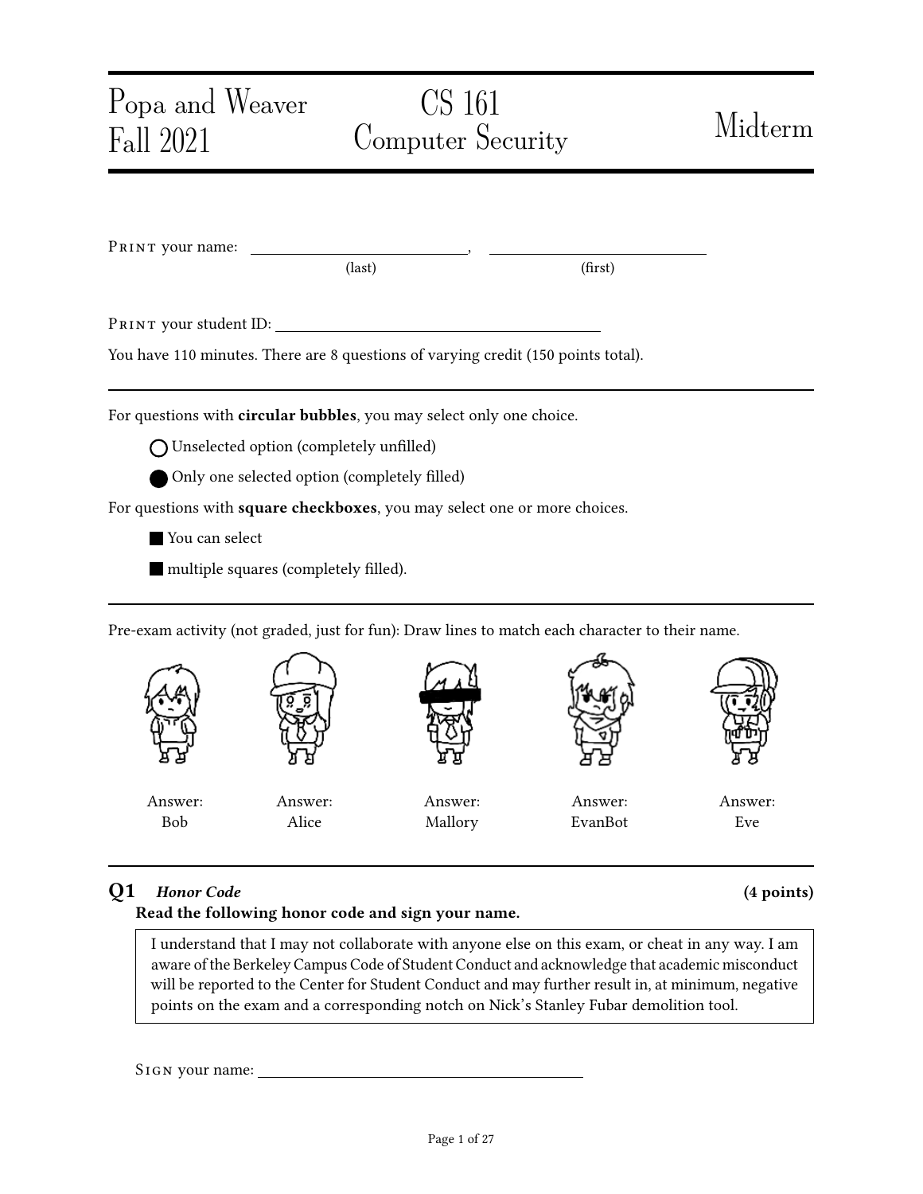Popa and Weaver
Fall 2021

# CS 161 Computer Security

Midterm

PRINT your name: ____________________, ____________________
(last) (first)

PRINT your student ID: ____________________

You have 110 minutes. There are 8 questions of varying credit (150 points total).

---

For questions with **circular bubbles**, you may select only one choice.

◯ Unselected option (completely unfilled)

⬤ Only one selected option (completely filled)

For questions with **square checkboxes**, you may select one or more choices.

■ You can select

■ multiple squares (completely filled).

---

Pre-exam activity (not graded, just for fun): Draw lines to match each character to their name.

| Answer: Bob | Answer: Alice | Answer: Mallory | Answer: EvanBot | Answer: Eve |
|---|---|---|---|---|

---

## Q1 *Honor Code* (4 points)

**Read the following honor code and sign your name.**

> I understand that I may not collaborate with anyone else on this exam, or cheat in any way. I am aware of the Berkeley Campus Code of Student Conduct and acknowledge that academic misconduct will be reported to the Center for Student Conduct and may further result in, at minimum, negative points on the exam and a corresponding notch on Nick's Stanley Fubar demolition tool.

SIGN your name: ____________________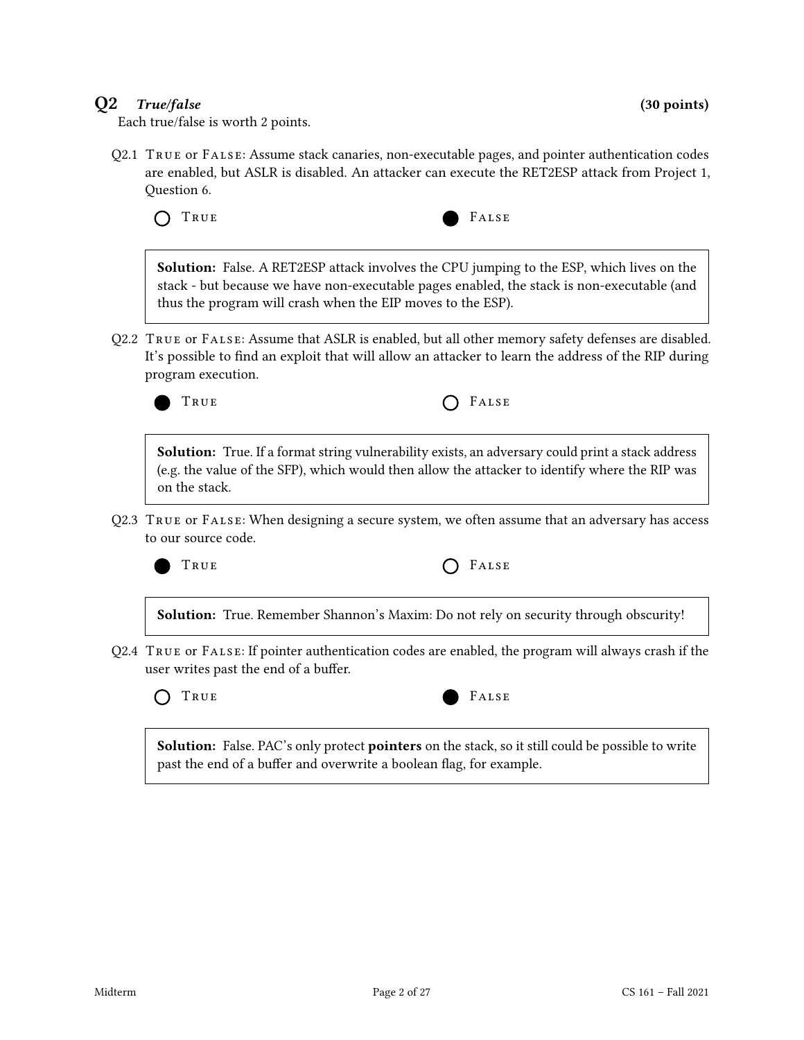## Q2 *True/false* (30 points)

Each true/false is worth 2 points.

Q2.1 True or False: Assume stack canaries, non-executable pages, and pointer authentication codes are enabled, but ASLR is disabled. An attacker can execute the RET2ESP attack from Project 1, Question 6.

○ True ● False

> **Solution:** False. A RET2ESP attack involves the CPU jumping to the ESP, which lives on the stack - but because we have non-executable pages enabled, the stack is non-executable (and thus the program will crash when the EIP moves to the ESP).

Q2.2 True or False: Assume that ASLR is enabled, but all other memory safety defenses are disabled. It's possible to find an exploit that will allow an attacker to learn the address of the RIP during program execution.

● True ○ False

> **Solution:** True. If a format string vulnerability exists, an adversary could print a stack address (e.g. the value of the SFP), which would then allow the attacker to identify where the RIP was on the stack.

Q2.3 True or False: When designing a secure system, we often assume that an adversary has access to our source code.

● True ○ False

> **Solution:** True. Remember Shannon's Maxim: Do not rely on security through obscurity!

Q2.4 True or False: If pointer authentication codes are enabled, the program will always crash if the user writes past the end of a buffer.

○ True ● False

> **Solution:** False. PAC's only protect **pointers** on the stack, so it still could be possible to write past the end of a buffer and overwrite a boolean flag, for example.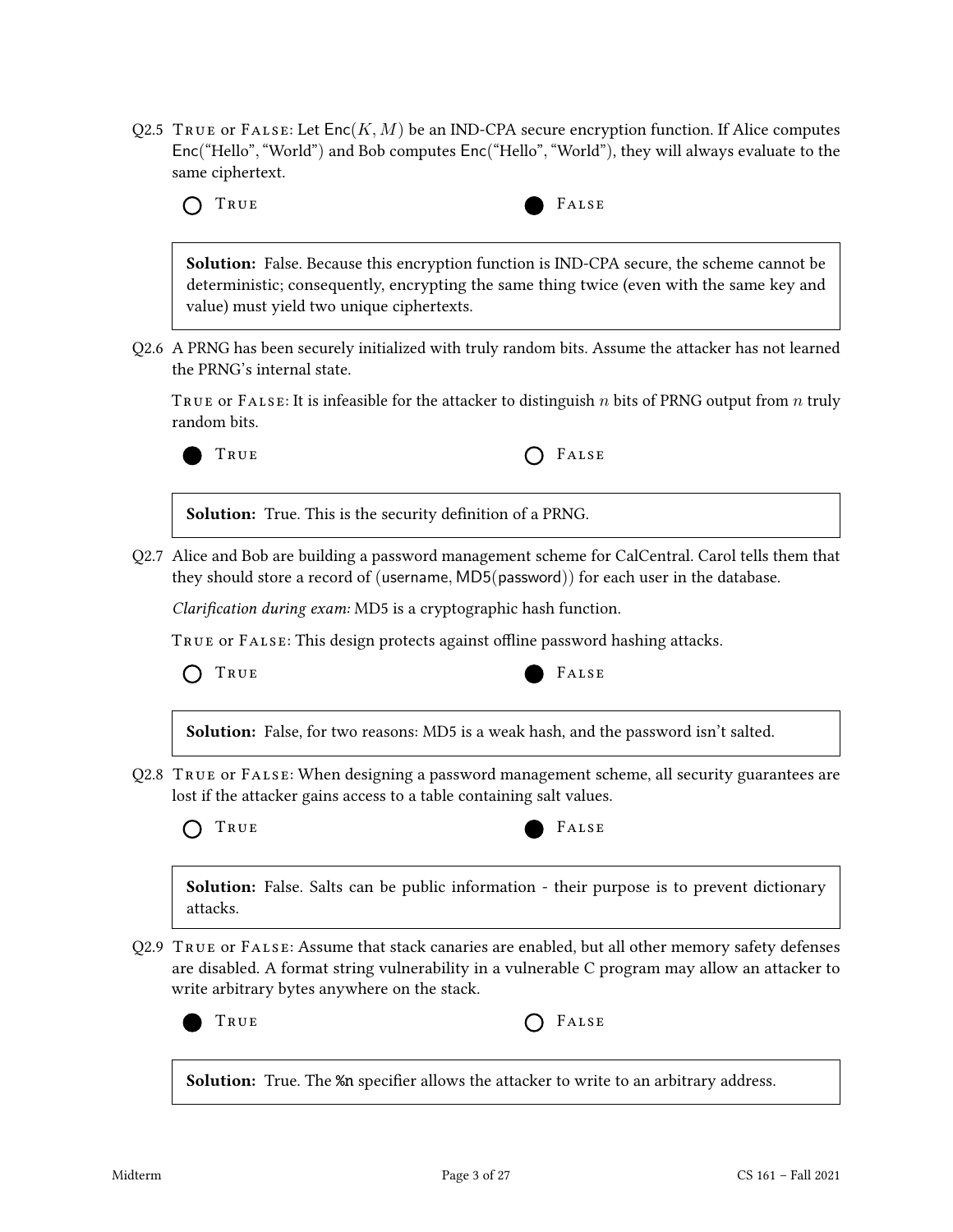Q2.5 TRUE or FALSE: Let $\mathsf{Enc}(K, M)$ be an IND-CPA secure encryption function. If Alice computes Enc("Hello", "World") and Bob computes Enc("Hello", "World"), they will always evaluate to the same ciphertext.

○ TRUE ● FALSE

**Solution:** False. Because this encryption function is IND-CPA secure, the scheme cannot be deterministic; consequently, encrypting the same thing twice (even with the same key and value) must yield two unique ciphertexts.

Q2.6 A PRNG has been securely initialized with truly random bits. Assume the attacker has not learned the PRNG's internal state.

TRUE or FALSE: It is infeasible for the attacker to distinguish $n$ bits of PRNG output from $n$ truly random bits.

● TRUE ○ FALSE

**Solution:** True. This is the security definition of a PRNG.

Q2.7 Alice and Bob are building a password management scheme for CalCentral. Carol tells them that they should store a record of (username, MD5(password)) for each user in the database.

*Clarification during exam:* MD5 is a cryptographic hash function.

TRUE or FALSE: This design protects against offline password hashing attacks.

○ TRUE ● FALSE

**Solution:** False, for two reasons: MD5 is a weak hash, and the password isn't salted.

Q2.8 TRUE or FALSE: When designing a password management scheme, all security guarantees are lost if the attacker gains access to a table containing salt values.

○ TRUE ● FALSE

**Solution:** False. Salts can be public information - their purpose is to prevent dictionary attacks.

Q2.9 TRUE or FALSE: Assume that stack canaries are enabled, but all other memory safety defenses are disabled. A format string vulnerability in a vulnerable C program may allow an attacker to write arbitrary bytes anywhere on the stack.

● TRUE ○ FALSE

**Solution:** True. The %n specifier allows the attacker to write to an arbitrary address.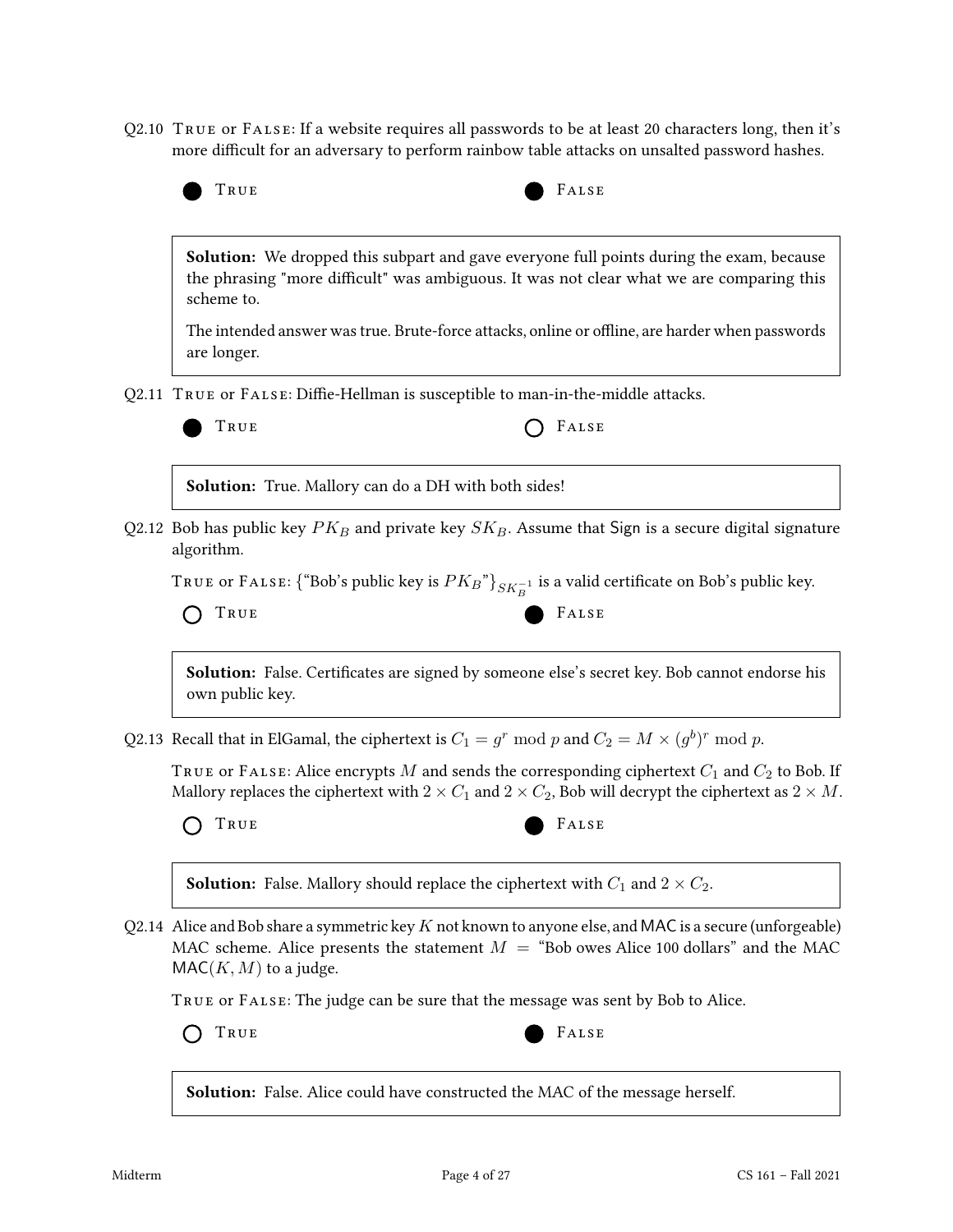Q2.10 TRUE or FALSE: If a website requires all passwords to be at least 20 characters long, then it's more difficult for an adversary to perform rainbow table attacks on unsalted password hashes.

● TRUE ● FALSE

> **Solution:** We dropped this subpart and gave everyone full points during the exam, because the phrasing "more difficult" was ambiguous. It was not clear what we are comparing this scheme to.
>
> The intended answer was true. Brute-force attacks, online or offline, are harder when passwords are longer.

Q2.11 TRUE or FALSE: Diffie-Hellman is susceptible to man-in-the-middle attacks.

● TRUE ○ FALSE

> **Solution:** True. Mallory can do a DH with both sides!

Q2.12 Bob has public key $PK_B$ and private key $SK_B$. Assume that Sign is a secure digital signature algorithm.

TRUE or FALSE: {"Bob's public key is $PK_B$"}$_{SK_B^{-1}}$ is a valid certificate on Bob's public key.

○ TRUE ● FALSE

> **Solution:** False. Certificates are signed by someone else's secret key. Bob cannot endorse his own public key.

Q2.13 Recall that in ElGamal, the ciphertext is $C_1 = g^r \bmod p$ and $C_2 = M \times (g^b)^r \bmod p$.

TRUE or FALSE: Alice encrypts $M$ and sends the corresponding ciphertext $C_1$ and $C_2$ to Bob. If Mallory replaces the ciphertext with $2 \times C_1$ and $2 \times C_2$, Bob will decrypt the ciphertext as $2 \times M$.

○ TRUE ● FALSE

> **Solution:** False. Mallory should replace the ciphertext with $C_1$ and $2 \times C_2$.

Q2.14 Alice and Bob share a symmetric key $K$ not known to anyone else, and MAC is a secure (unforgeable) MAC scheme. Alice presents the statement $M$ = "Bob owes Alice 100 dollars" and the MAC $\text{MAC}(K, M)$ to a judge.

TRUE or FALSE: The judge can be sure that the message was sent by Bob to Alice.

○ TRUE ● FALSE

> **Solution:** False. Alice could have constructed the MAC of the message herself.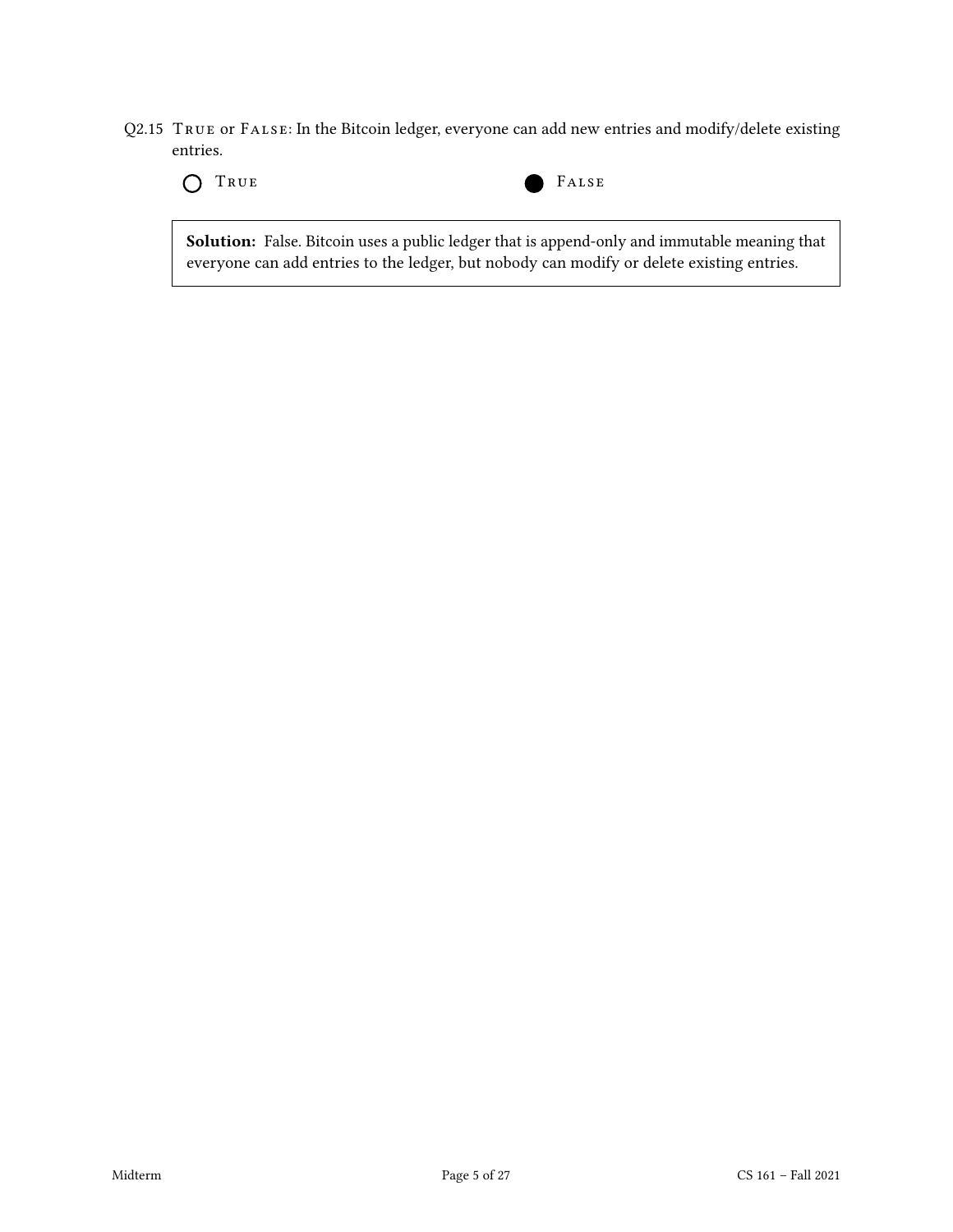Q2.15 True or False: In the Bitcoin ledger, everyone can add new entries and modify/delete existing entries.

○ True ● False

**Solution:** False. Bitcoin uses a public ledger that is append-only and immutable meaning that everyone can add entries to the ledger, but nobody can modify or delete existing entries.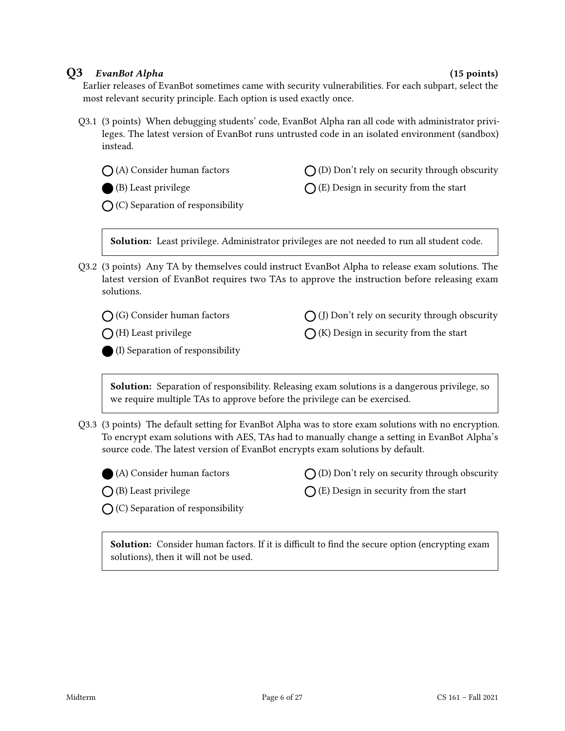## Q3 *EvanBot Alpha* (15 points)

Earlier releases of EvanBot sometimes came with security vulnerabilities. For each subpart, select the most relevant security principle. Each option is used exactly once.

Q3.1 (3 points) When debugging students' code, EvanBot Alpha ran all code with administrator privileges. The latest version of EvanBot runs untrusted code in an isolated environment (sandbox) instead.

- ◯ (A) Consider human factors
- ● (B) Least privilege
- ◯ (C) Separation of responsibility
- ◯ (D) Don't rely on security through obscurity
- ◯ (E) Design in security from the start

> **Solution:** Least privilege. Administrator privileges are not needed to run all student code.

Q3.2 (3 points) Any TA by themselves could instruct EvanBot Alpha to release exam solutions. The latest version of EvanBot requires two TAs to approve the instruction before releasing exam solutions.

- ◯ (G) Consider human factors
- ◯ (H) Least privilege
- ● (I) Separation of responsibility
- ◯ (J) Don't rely on security through obscurity
- ◯ (K) Design in security from the start

> **Solution:** Separation of responsibility. Releasing exam solutions is a dangerous privilege, so we require multiple TAs to approve before the privilege can be exercised.

Q3.3 (3 points) The default setting for EvanBot Alpha was to store exam solutions with no encryption. To encrypt exam solutions with AES, TAs had to manually change a setting in EvanBot Alpha's source code. The latest version of EvanBot encrypts exam solutions by default.

- ● (A) Consider human factors
- ◯ (B) Least privilege
- ◯ (C) Separation of responsibility
- ◯ (D) Don't rely on security through obscurity
- ◯ (E) Design in security from the start

> **Solution:** Consider human factors. If it is difficult to find the secure option (encrypting exam solutions), then it will not be used.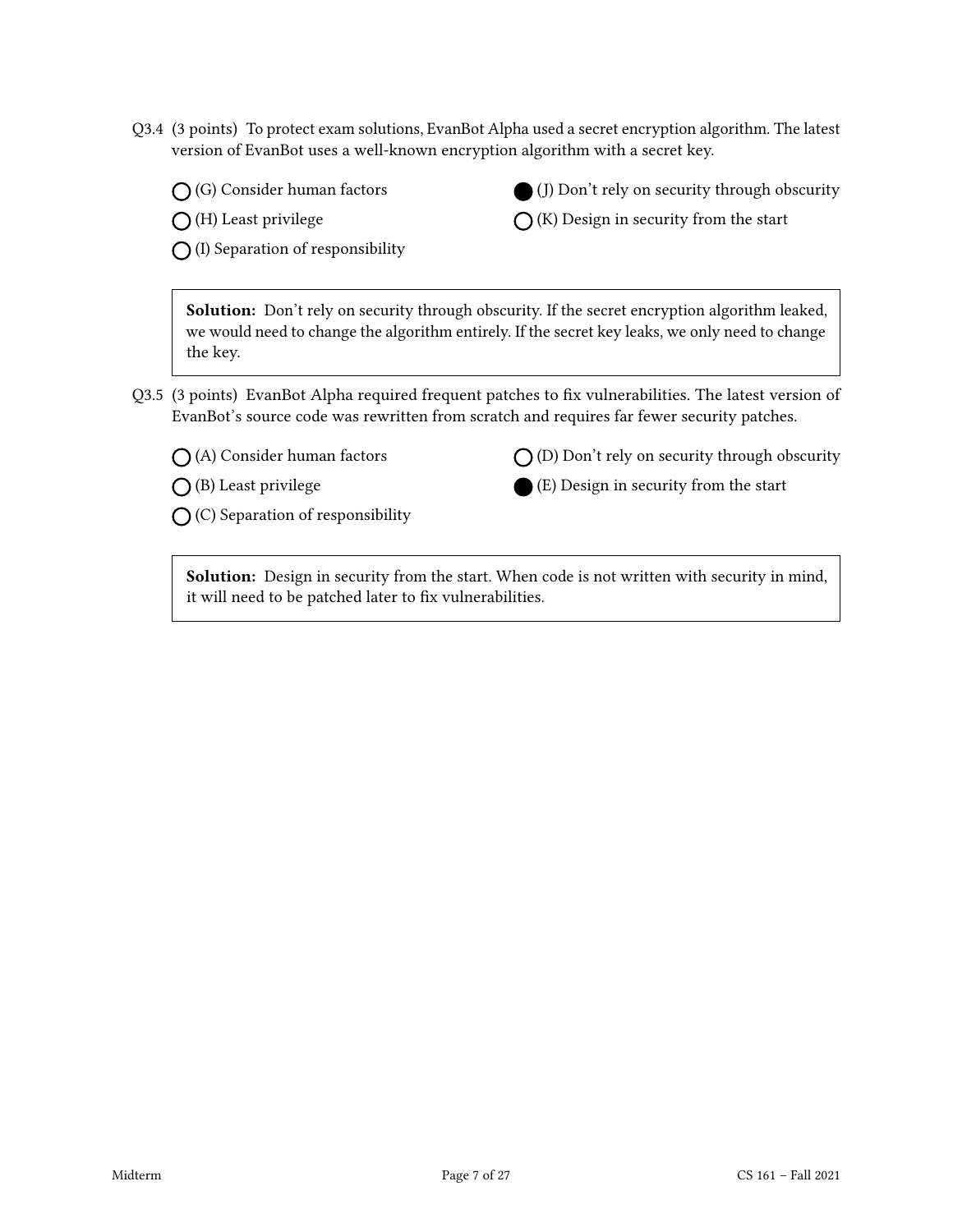Q3.4 (3 points) To protect exam solutions, EvanBot Alpha used a secret encryption algorithm. The latest version of EvanBot uses a well-known encryption algorithm with a secret key.

- ◯ (G) Consider human factors
- ◯ (H) Least privilege
- ◯ (I) Separation of responsibility
- ● (J) Don't rely on security through obscurity
- ◯ (K) Design in security from the start

> **Solution:** Don't rely on security through obscurity. If the secret encryption algorithm leaked, we would need to change the algorithm entirely. If the secret key leaks, we only need to change the key.

Q3.5 (3 points) EvanBot Alpha required frequent patches to fix vulnerabilities. The latest version of EvanBot's source code was rewritten from scratch and requires far fewer security patches.

- ◯ (A) Consider human factors
- ◯ (B) Least privilege
- ◯ (C) Separation of responsibility
- ◯ (D) Don't rely on security through obscurity
- ● (E) Design in security from the start

> **Solution:** Design in security from the start. When code is not written with security in mind, it will need to be patched later to fix vulnerabilities.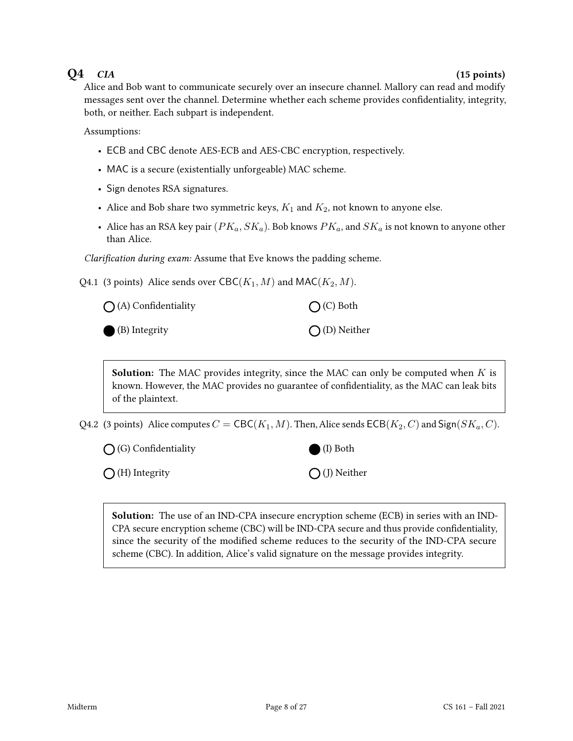## Q4 *CIA* (15 points)

Alice and Bob want to communicate securely over an insecure channel. Mallory can read and modify messages sent over the channel. Determine whether each scheme provides confidentiality, integrity, both, or neither. Each subpart is independent.

Assumptions:

- ECB and CBC denote AES-ECB and AES-CBC encryption, respectively.
- MAC is a secure (existentially unforgeable) MAC scheme.
- Sign denotes RSA signatures.
- Alice and Bob share two symmetric keys, $K_1$ and $K_2$, not known to anyone else.
- Alice has an RSA key pair $(PK_a, SK_a)$. Bob knows $PK_a$, and $SK_a$ is not known to anyone other than Alice.

*Clarification during exam:* Assume that Eve knows the padding scheme.

Q4.1 (3 points) Alice sends over $\mathsf{CBC}(K_1, M)$ and $\mathsf{MAC}(K_2, M)$.

- ◯ (A) Confidentiality
- ● (B) Integrity
- ◯ (C) Both
- ◯ (D) Neither

> **Solution:** The MAC provides integrity, since the MAC can only be computed when $K$ is known. However, the MAC provides no guarantee of confidentiality, as the MAC can leak bits of the plaintext.

Q4.2 (3 points) Alice computes $C = \mathsf{CBC}(K_1, M)$. Then, Alice sends $\mathsf{ECB}(K_2, C)$ and $\mathsf{Sign}(SK_a, C)$.

- ◯ (G) Confidentiality
- ◯ (H) Integrity
- ● (I) Both
- ◯ (J) Neither

> **Solution:** The use of an IND-CPA insecure encryption scheme (ECB) in series with an IND-CPA secure encryption scheme (CBC) will be IND-CPA secure and thus provide confidentiality, since the security of the modified scheme reduces to the security of the IND-CPA secure scheme (CBC). In addition, Alice's valid signature on the message provides integrity.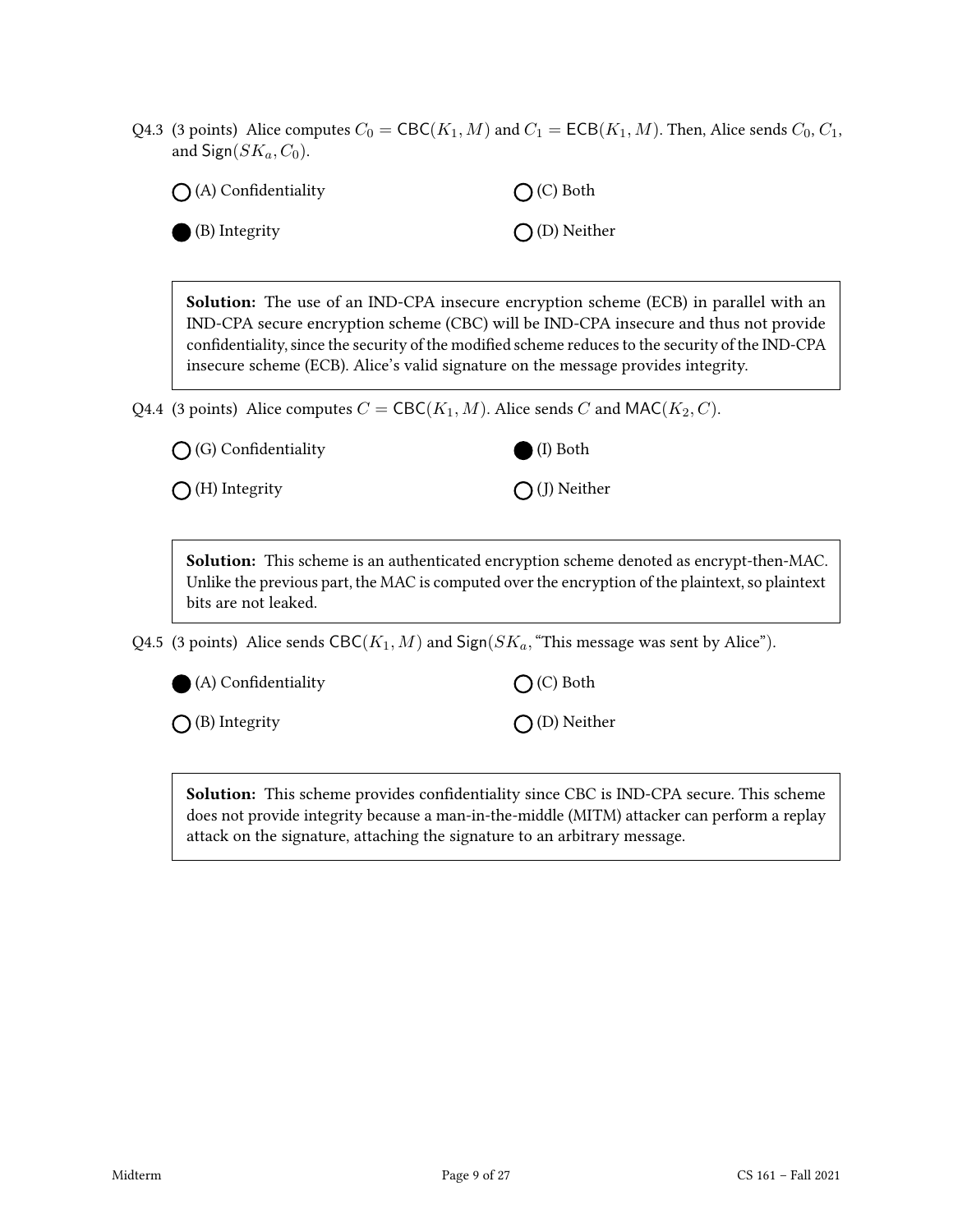Q4.3 (3 points) Alice computes $C_0 = \mathsf{CBC}(K_1, M)$ and $C_1 = \mathsf{ECB}(K_1, M)$. Then, Alice sends $C_0$, $C_1$, and $\mathsf{Sign}(SK_a, C_0)$.

- ◯ (A) Confidentiality
- ⬤ (B) Integrity
- ◯ (C) Both
- ◯ (D) Neither

> **Solution:** The use of an IND-CPA insecure encryption scheme (ECB) in parallel with an IND-CPA secure encryption scheme (CBC) will be IND-CPA insecure and thus not provide confidentiality, since the security of the modified scheme reduces to the security of the IND-CPA insecure scheme (ECB). Alice's valid signature on the message provides integrity.

Q4.4 (3 points) Alice computes $C = \mathsf{CBC}(K_1, M)$. Alice sends $C$ and $\mathsf{MAC}(K_2, C)$.

- ◯ (G) Confidentiality
- ◯ (H) Integrity
- ⬤ (I) Both
- ◯ (J) Neither

> **Solution:** This scheme is an authenticated encryption scheme denoted as encrypt-then-MAC. Unlike the previous part, the MAC is computed over the encryption of the plaintext, so plaintext bits are not leaked.

Q4.5 (3 points) Alice sends $\mathsf{CBC}(K_1, M)$ and $\mathsf{Sign}(SK_a,$ "This message was sent by Alice"$)$.

- ⬤ (A) Confidentiality
- ◯ (B) Integrity
- ◯ (C) Both
- ◯ (D) Neither

> **Solution:** This scheme provides confidentiality since CBC is IND-CPA secure. This scheme does not provide integrity because a man-in-the-middle (MITM) attacker can perform a replay attack on the signature, attaching the signature to an arbitrary message.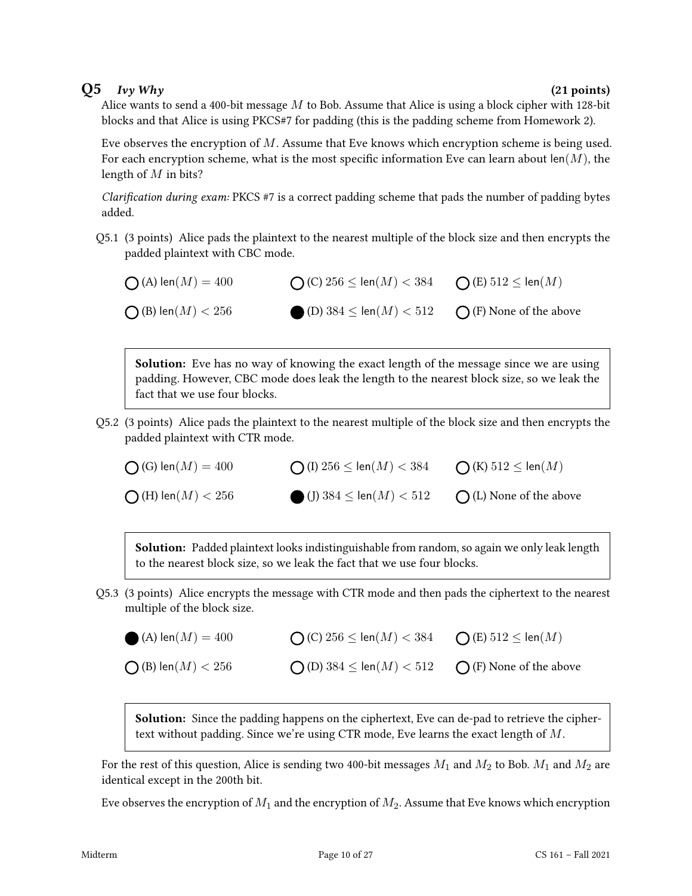## Q5 *Ivy Why* (21 points)

Alice wants to send a 400-bit message $M$ to Bob. Assume that Alice is using a block cipher with 128-bit blocks and that Alice is using PKCS#7 for padding (this is the padding scheme from Homework 2).

Eve observes the encryption of $M$. Assume that Eve knows which encryption scheme is being used. For each encryption scheme, what is the most specific information Eve can learn about $\text{len}(M)$, the length of $M$ in bits?

*Clarification during exam:* PKCS #7 is a correct padding scheme that pads the number of padding bytes added.

Q5.1 (3 points) Alice pads the plaintext to the nearest multiple of the block size and then encrypts the padded plaintext with CBC mode.

- ○ (A) $\text{len}(M) = 400$
- ○ (B) $\text{len}(M) < 256$
- ○ (C) $256 \leq \text{len}(M) < 384$
- ● (D) $384 \leq \text{len}(M) < 512$
- ○ (E) $512 \leq \text{len}(M)$
- ○ (F) None of the above

> **Solution:** Eve has no way of knowing the exact length of the message since we are using padding. However, CBC mode does leak the length to the nearest block size, so we leak the fact that we use four blocks.

Q5.2 (3 points) Alice pads the plaintext to the nearest multiple of the block size and then encrypts the padded plaintext with CTR mode.

- ○ (G) $\text{len}(M) = 400$
- ○ (H) $\text{len}(M) < 256$
- ○ (I) $256 \leq \text{len}(M) < 384$
- ● (J) $384 \leq \text{len}(M) < 512$
- ○ (K) $512 \leq \text{len}(M)$
- ○ (L) None of the above

> **Solution:** Padded plaintext looks indistinguishable from random, so again we only leak length to the nearest block size, so we leak the fact that we use four blocks.

Q5.3 (3 points) Alice encrypts the message with CTR mode and then pads the ciphertext to the nearest multiple of the block size.

- ● (A) $\text{len}(M) = 400$
- ○ (B) $\text{len}(M) < 256$
- ○ (C) $256 \leq \text{len}(M) < 384$
- ○ (D) $384 \leq \text{len}(M) < 512$
- ○ (E) $512 \leq \text{len}(M)$
- ○ (F) None of the above

> **Solution:** Since the padding happens on the ciphertext, Eve can de-pad to retrieve the ciphertext without padding. Since we're using CTR mode, Eve learns the exact length of $M$.

For the rest of this question, Alice is sending two 400-bit messages $M_1$ and $M_2$ to Bob. $M_1$ and $M_2$ are identical except in the 200th bit.

Eve observes the encryption of $M_1$ and the encryption of $M_2$. Assume that Eve knows which encryption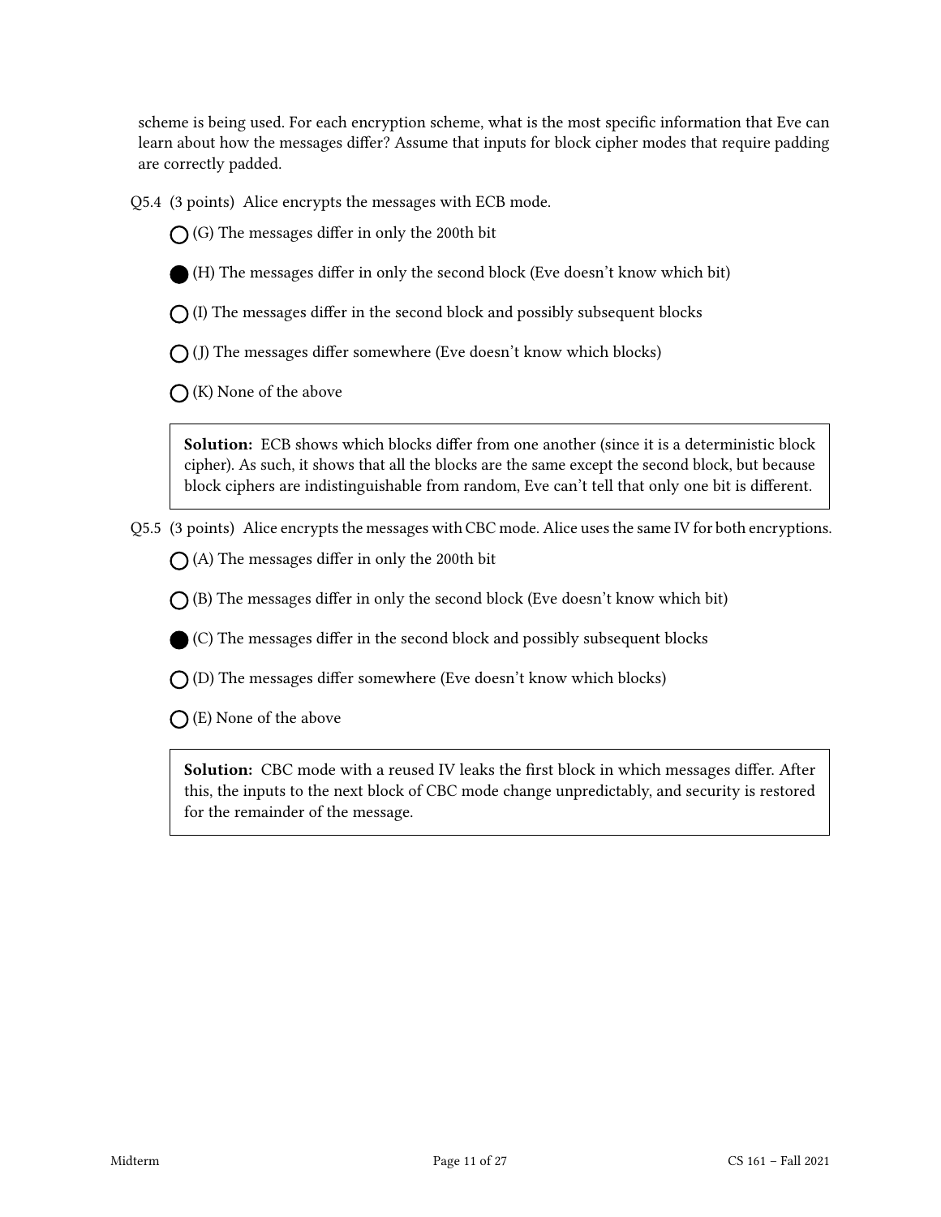scheme is being used. For each encryption scheme, what is the most specific information that Eve can learn about how the messages differ? Assume that inputs for block cipher modes that require padding are correctly padded.

Q5.4 (3 points) Alice encrypts the messages with ECB mode.

○ (G) The messages differ in only the 200th bit

● (H) The messages differ in only the second block (Eve doesn't know which bit)

○ (I) The messages differ in the second block and possibly subsequent blocks

○ (J) The messages differ somewhere (Eve doesn't know which blocks)

○ (K) None of the above

> **Solution:** ECB shows which blocks differ from one another (since it is a deterministic block cipher). As such, it shows that all the blocks are the same except the second block, but because block ciphers are indistinguishable from random, Eve can't tell that only one bit is different.

Q5.5 (3 points) Alice encrypts the messages with CBC mode. Alice uses the same IV for both encryptions.

○ (A) The messages differ in only the 200th bit

○ (B) The messages differ in only the second block (Eve doesn't know which bit)

● (C) The messages differ in the second block and possibly subsequent blocks

○ (D) The messages differ somewhere (Eve doesn't know which blocks)

○ (E) None of the above

> **Solution:** CBC mode with a reused IV leaks the first block in which messages differ. After this, the inputs to the next block of CBC mode change unpredictably, and security is restored for the remainder of the message.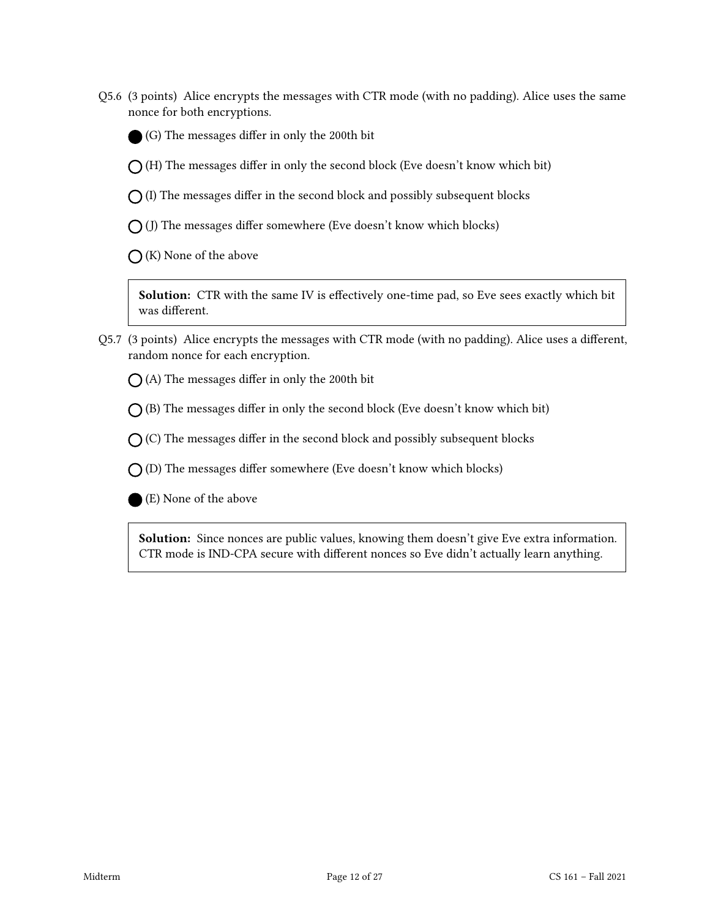Q5.6 (3 points) Alice encrypts the messages with CTR mode (with no padding). Alice uses the same nonce for both encryptions.

● (G) The messages differ in only the 200th bit

○ (H) The messages differ in only the second block (Eve doesn't know which bit)

○ (I) The messages differ in the second block and possibly subsequent blocks

○ (J) The messages differ somewhere (Eve doesn't know which blocks)

○ (K) None of the above

> **Solution:** CTR with the same IV is effectively one-time pad, so Eve sees exactly which bit was different.

Q5.7 (3 points) Alice encrypts the messages with CTR mode (with no padding). Alice uses a different, random nonce for each encryption.

○ (A) The messages differ in only the 200th bit

○ (B) The messages differ in only the second block (Eve doesn't know which bit)

○ (C) The messages differ in the second block and possibly subsequent blocks

○ (D) The messages differ somewhere (Eve doesn't know which blocks)

● (E) None of the above

> **Solution:** Since nonces are public values, knowing them doesn't give Eve extra information. CTR mode is IND-CPA secure with different nonces so Eve didn't actually learn anything.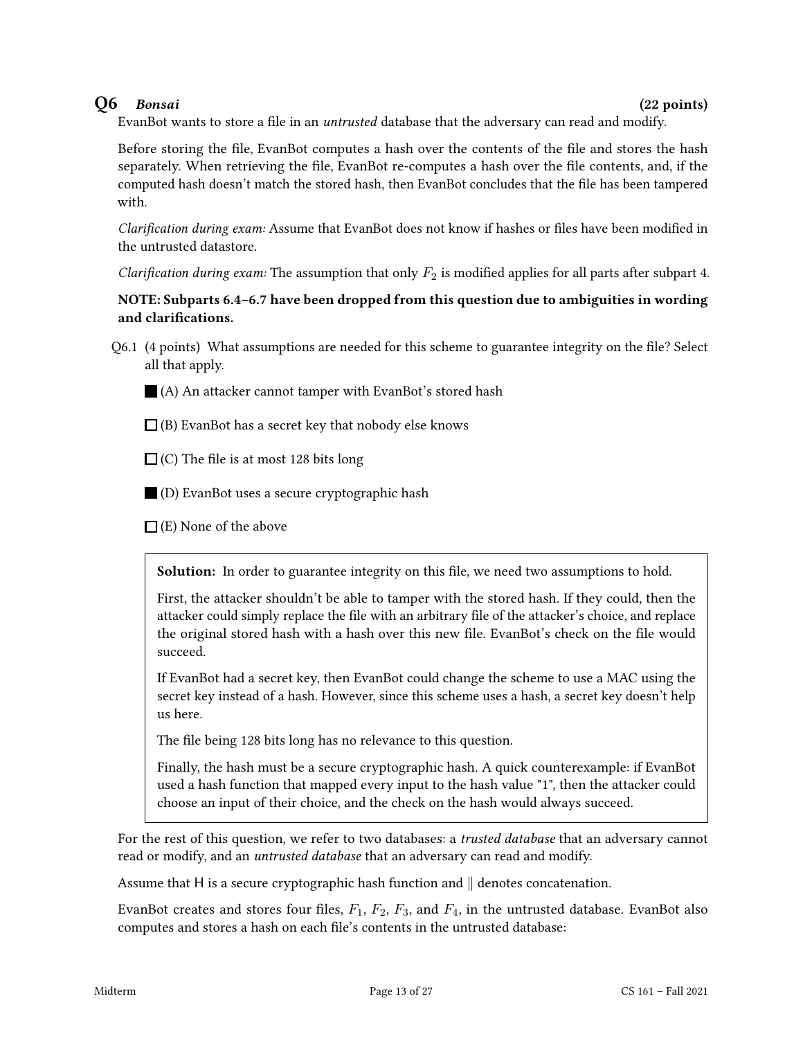## Q6 *Bonsai* (22 points)

EvanBot wants to store a file in an *untrusted* database that the adversary can read and modify.

Before storing the file, EvanBot computes a hash over the contents of the file and stores the hash separately. When retrieving the file, EvanBot re-computes a hash over the file contents, and, if the computed hash doesn't match the stored hash, then EvanBot concludes that the file has been tampered with.

*Clarification during exam:* Assume that EvanBot does not know if hashes or files have been modified in the untrusted datastore.

*Clarification during exam:* The assumption that only $F_2$ is modified applies for all parts after subpart 4.

**NOTE: Subparts 6.4–6.7 have been dropped from this question due to ambiguities in wording and clarifications.**

Q6.1 (4 points) What assumptions are needed for this scheme to guarantee integrity on the file? Select all that apply.

- ■ (A) An attacker cannot tamper with EvanBot's stored hash
- ☐ (B) EvanBot has a secret key that nobody else knows
- ☐ (C) The file is at most 128 bits long
- ■ (D) EvanBot uses a secure cryptographic hash
- ☐ (E) None of the above

> **Solution:** In order to guarantee integrity on this file, we need two assumptions to hold.
>
> First, the attacker shouldn't be able to tamper with the stored hash. If they could, then the attacker could simply replace the file with an arbitrary file of the attacker's choice, and replace the original stored hash with a hash over this new file. EvanBot's check on the file would succeed.
>
> If EvanBot had a secret key, then EvanBot could change the scheme to use a MAC using the secret key instead of a hash. However, since this scheme uses a hash, a secret key doesn't help us here.
>
> The file being 128 bits long has no relevance to this question.
>
> Finally, the hash must be a secure cryptographic hash. A quick counterexample: if EvanBot used a hash function that mapped every input to the hash value "1", then the attacker could choose an input of their choice, and the check on the hash would always succeed.

For the rest of this question, we refer to two databases: a *trusted database* that an adversary cannot read or modify, and an *untrusted database* that an adversary can read and modify.

Assume that H is a secure cryptographic hash function and $\|$ denotes concatenation.

EvanBot creates and stores four files, $F_1$, $F_2$, $F_3$, and $F_4$, in the untrusted database. EvanBot also computes and stores a hash on each file's contents in the untrusted database: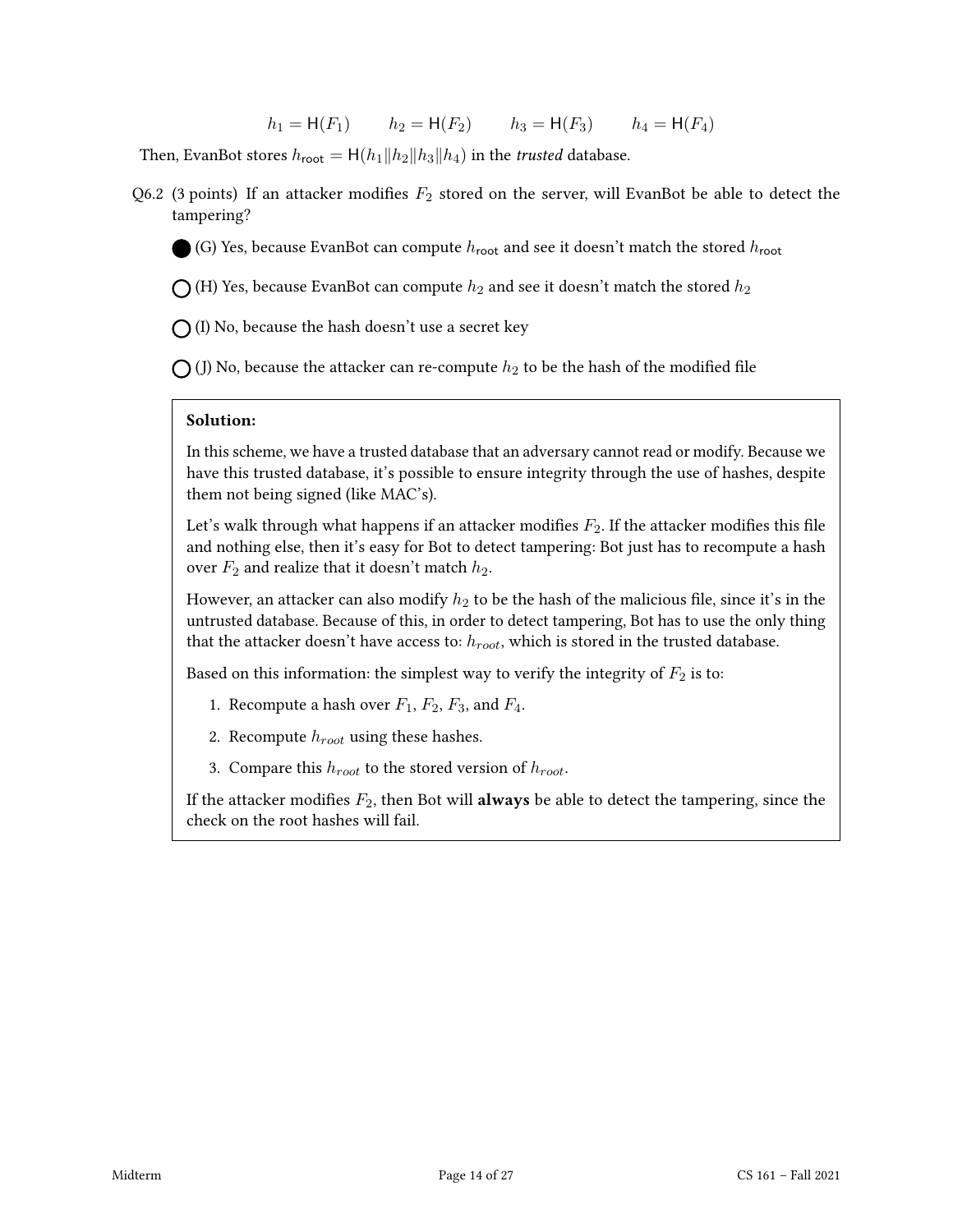$$h_1 = \mathsf{H}(F_1) \qquad h_2 = \mathsf{H}(F_2) \qquad h_3 = \mathsf{H}(F_3) \qquad h_4 = \mathsf{H}(F_4)$$

Then, EvanBot stores $h_{\text{root}} = \mathsf{H}(h_1 \| h_2 \| h_3 \| h_4)$ in the *trusted* database.

Q6.2 (3 points) If an attacker modifies $F_2$ stored on the server, will EvanBot be able to detect the tampering?

- ● (G) Yes, because EvanBot can compute $h_{\text{root}}$ and see it doesn't match the stored $h_{\text{root}}$
- ○ (H) Yes, because EvanBot can compute $h_2$ and see it doesn't match the stored $h_2$
- ○ (I) No, because the hash doesn't use a secret key
- ○ (J) No, because the attacker can re-compute $h_2$ to be the hash of the modified file

**Solution:**

In this scheme, we have a trusted database that an adversary cannot read or modify. Because we have this trusted database, it's possible to ensure integrity through the use of hashes, despite them not being signed (like MAC's).

Let's walk through what happens if an attacker modifies $F_2$. If the attacker modifies this file and nothing else, then it's easy for Bot to detect tampering: Bot just has to recompute a hash over $F_2$ and realize that it doesn't match $h_2$.

However, an attacker can also modify $h_2$ to be the hash of the malicious file, since it's in the untrusted database. Because of this, in order to detect tampering, Bot has to use the only thing that the attacker doesn't have access to: $h_{root}$, which is stored in the trusted database.

Based on this information: the simplest way to verify the integrity of $F_2$ is to:

1. Recompute a hash over $F_1$, $F_2$, $F_3$, and $F_4$.
2. Recompute $h_{root}$ using these hashes.
3. Compare this $h_{root}$ to the stored version of $h_{root}$.

If the attacker modifies $F_2$, then Bot will **always** be able to detect the tampering, since the check on the root hashes will fail.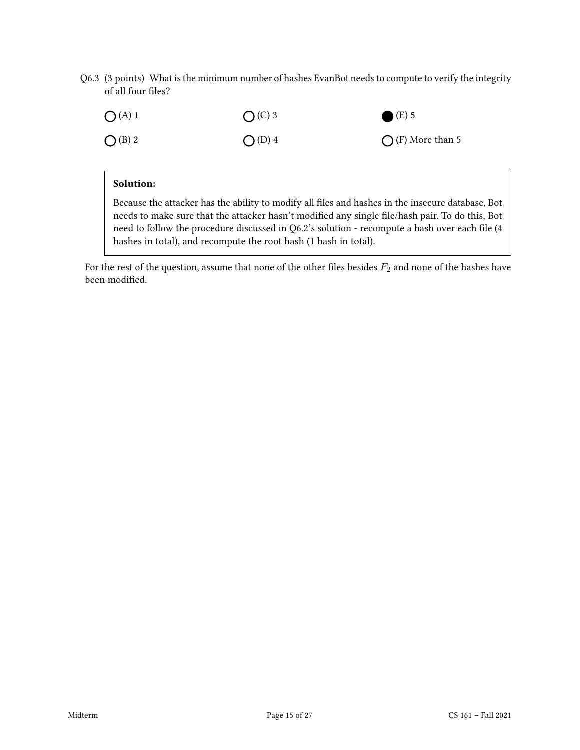Q6.3 (3 points) What is the minimum number of hashes EvanBot needs to compute to verify the integrity of all four files?

- ◯ (A) 1
- ◯ (B) 2
- ◯ (C) 3
- ◯ (D) 4
- ● (E) 5
- ◯ (F) More than 5

**Solution:**

Because the attacker has the ability to modify all files and hashes in the insecure database, Bot needs to make sure that the attacker hasn't modified any single file/hash pair. To do this, Bot need to follow the procedure discussed in Q6.2's solution - recompute a hash over each file (4 hashes in total), and recompute the root hash (1 hash in total).

For the rest of the question, assume that none of the other files besides $F_2$ and none of the hashes have been modified.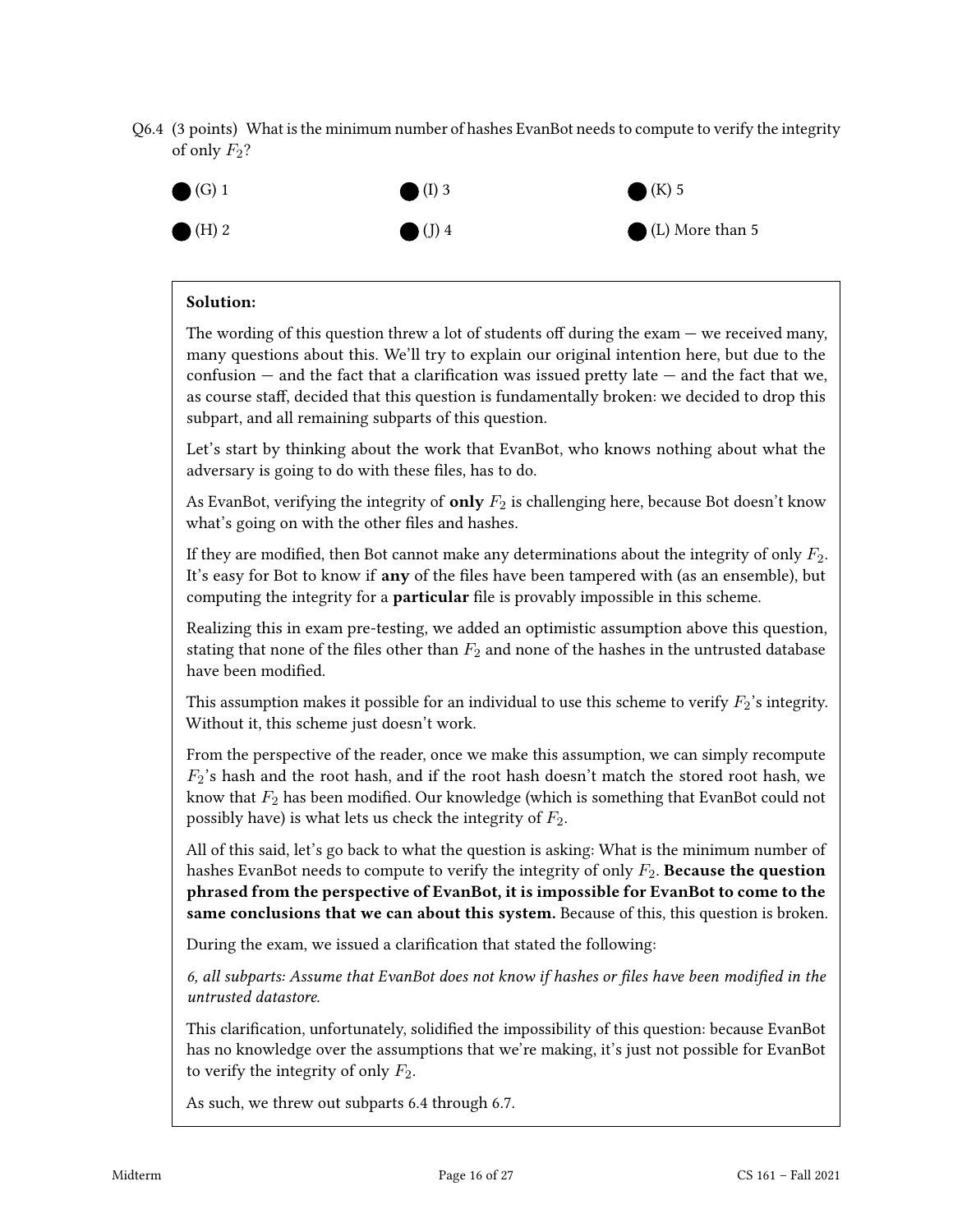Q6.4 (3 points) What is the minimum number of hashes EvanBot needs to compute to verify the integrity of only $F_2$?

- (G) 1
- (H) 2
- (I) 3
- (J) 4
- (K) 5
- (L) More than 5

**Solution:**

The wording of this question threw a lot of students off during the exam — we received many, many questions about this. We'll try to explain our original intention here, but due to the confusion — and the fact that a clarification was issued pretty late — and the fact that we, as course staff, decided that this question is fundamentally broken: we decided to drop this subpart, and all remaining subparts of this question.

Let's start by thinking about the work that EvanBot, who knows nothing about what the adversary is going to do with these files, has to do.

As EvanBot, verifying the integrity of **only** $F_2$ is challenging here, because Bot doesn't know what's going on with the other files and hashes.

If they are modified, then Bot cannot make any determinations about the integrity of only $F_2$. It's easy for Bot to know if **any** of the files have been tampered with (as an ensemble), but computing the integrity for a **particular** file is provably impossible in this scheme.

Realizing this in exam pre-testing, we added an optimistic assumption above this question, stating that none of the files other than $F_2$ and none of the hashes in the untrusted database have been modified.

This assumption makes it possible for an individual to use this scheme to verify $F_2$'s integrity. Without it, this scheme just doesn't work.

From the perspective of the reader, once we make this assumption, we can simply recompute $F_2$'s hash and the root hash, and if the root hash doesn't match the stored root hash, we know that $F_2$ has been modified. Our knowledge (which is something that EvanBot could not possibly have) is what lets us check the integrity of $F_2$.

All of this said, let's go back to what the question is asking: What is the minimum number of hashes EvanBot needs to compute to verify the integrity of only $F_2$. **Because the question phrased from the perspective of EvanBot, it is impossible for EvanBot to come to the same conclusions that we can about this system.** Because of this, this question is broken.

During the exam, we issued a clarification that stated the following:

*6, all subparts: Assume that EvanBot does not know if hashes or files have been modified in the untrusted datastore.*

This clarification, unfortunately, solidified the impossibility of this question: because EvanBot has no knowledge over the assumptions that we're making, it's just not possible for EvanBot to verify the integrity of only $F_2$.

As such, we threw out subparts 6.4 through 6.7.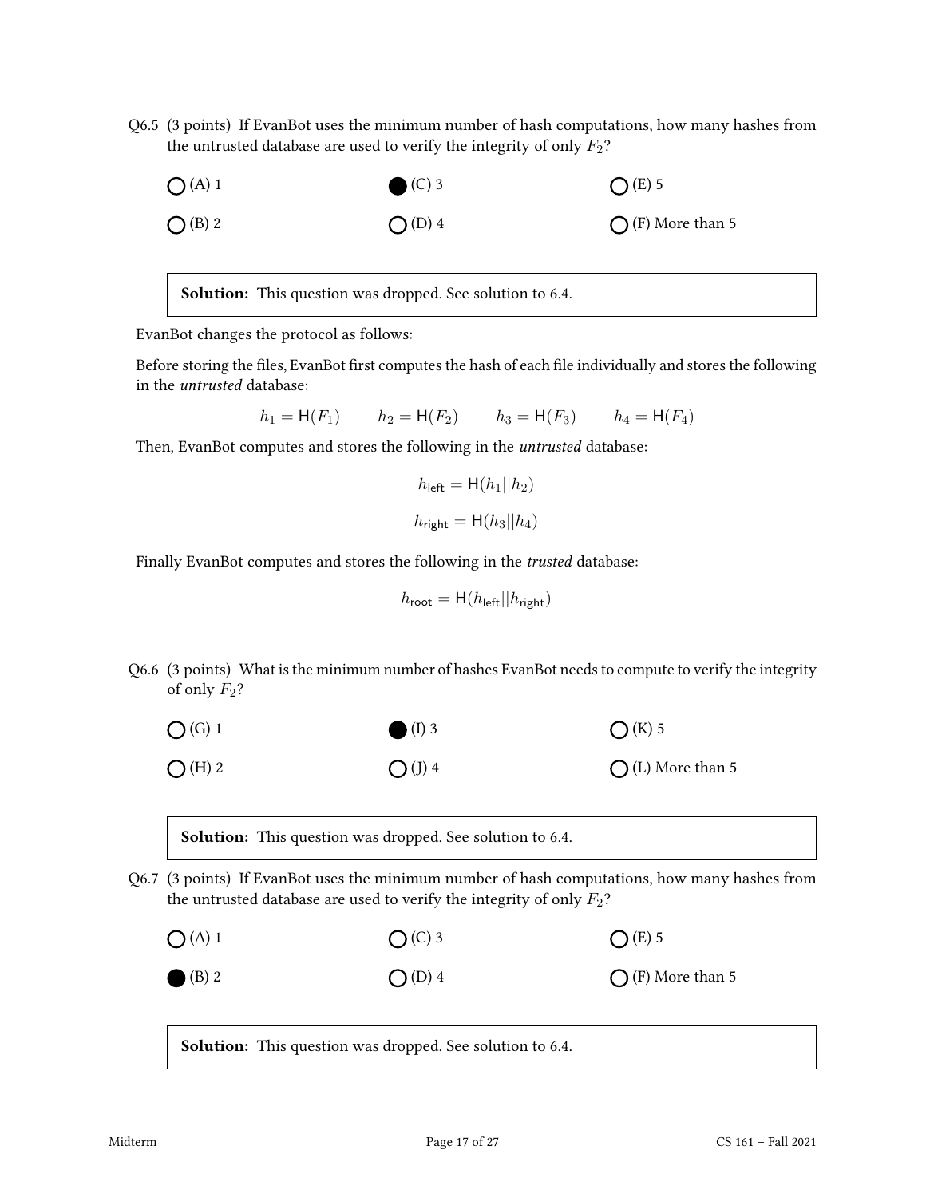Q6.5 (3 points) If EvanBot uses the minimum number of hash computations, how many hashes from the untrusted database are used to verify the integrity of only $F_2$?

- ○ (A) 1
- ● (C) 3
- ○ (E) 5
- ○ (B) 2
- ○ (D) 4
- ○ (F) More than 5

> **Solution:** This question was dropped. See solution to 6.4.

EvanBot changes the protocol as follows:

Before storing the files, EvanBot first computes the hash of each file individually and stores the following in the *untrusted* database:

$$h_1 = \mathsf{H}(F_1) \qquad h_2 = \mathsf{H}(F_2) \qquad h_3 = \mathsf{H}(F_3) \qquad h_4 = \mathsf{H}(F_4)$$

Then, EvanBot computes and stores the following in the *untrusted* database:

$$h_{\mathsf{left}} = \mathsf{H}(h_1 || h_2)$$

$$h_{\mathsf{right}} = \mathsf{H}(h_3 || h_4)$$

Finally EvanBot computes and stores the following in the *trusted* database:

$$h_{\mathsf{root}} = \mathsf{H}(h_{\mathsf{left}} || h_{\mathsf{right}})$$

Q6.6 (3 points) What is the minimum number of hashes EvanBot needs to compute to verify the integrity of only $F_2$?

- ○ (G) 1
- ● (I) 3
- ○ (K) 5
- ○ (H) 2
- ○ (J) 4
- ○ (L) More than 5

> **Solution:** This question was dropped. See solution to 6.4.

Q6.7 (3 points) If EvanBot uses the minimum number of hash computations, how many hashes from the untrusted database are used to verify the integrity of only $F_2$?

- ○ (A) 1
- ○ (C) 3
- ○ (E) 5
- ● (B) 2
- ○ (D) 4
- ○ (F) More than 5

> **Solution:** This question was dropped. See solution to 6.4.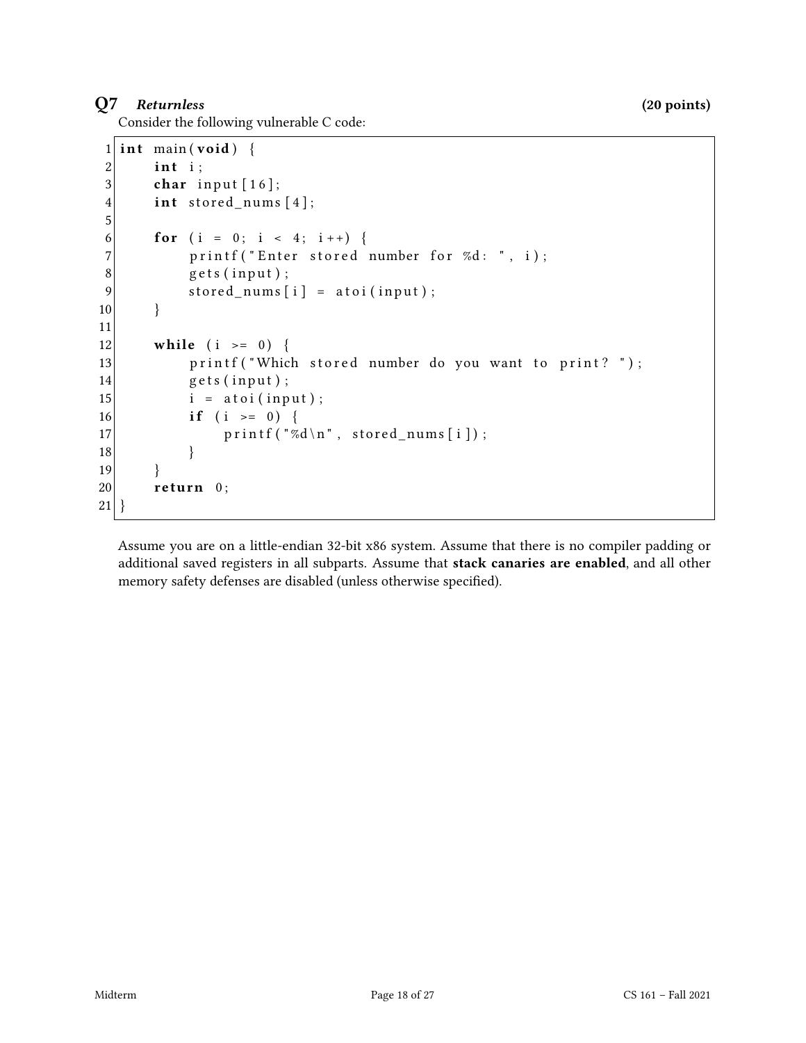## Q7 *Returnless* (20 points)

Consider the following vulnerable C code:

```
1  int main(void) {
2      int i;
3      char input[16];
4      int stored_nums[4];
5
6      for (i = 0; i < 4; i++) {
7          printf("Enter stored number for %d: ", i);
8          gets(input);
9          stored_nums[i] = atoi(input);
10     }
11
12     while (i >= 0) {
13         printf("Which stored number do you want to print? ");
14         gets(input);
15         i = atoi(input);
16         if (i >= 0) {
17             printf("%d\n", stored_nums[i]);
18         }
19     }
20     return 0;
21 }
```

Assume you are on a little-endian 32-bit x86 system. Assume that there is no compiler padding or additional saved registers in all subparts. Assume that **stack canaries are enabled**, and all other memory safety defenses are disabled (unless otherwise specified).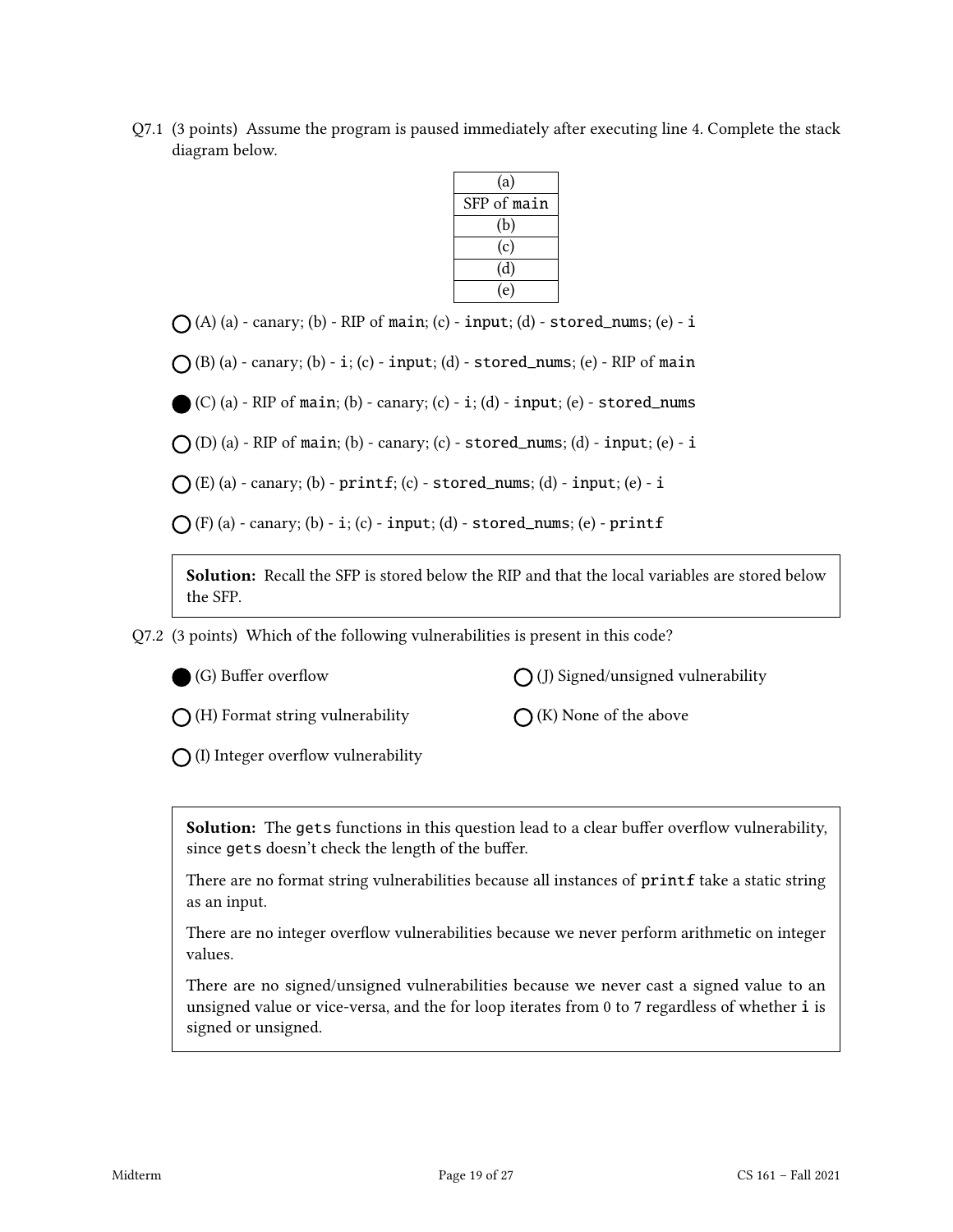Q7.1 (3 points) Assume the program is paused immediately after executing line 4. Complete the stack diagram below.

| (a) |
|---|
| SFP of `main` |
| (b) |
| (c) |
| (d) |
| (e) |

○ (A) (a) - canary; (b) - RIP of `main`; (c) - `input`; (d) - `stored_nums`; (e) - `i`

○ (B) (a) - canary; (b) - `i`; (c) - `input`; (d) - `stored_nums`; (e) - RIP of `main`

● (C) (a) - RIP of `main`; (b) - canary; (c) - `i`; (d) - `input`; (e) - `stored_nums`

○ (D) (a) - RIP of `main`; (b) - canary; (c) - `stored_nums`; (d) - `input`; (e) - `i`

○ (E) (a) - canary; (b) - `printf`; (c) - `stored_nums`; (d) - `input`; (e) - `i`

○ (F) (a) - canary; (b) - `i`; (c) - `input`; (d) - `stored_nums`; (e) - `printf`

> **Solution:** Recall the SFP is stored below the RIP and that the local variables are stored below the SFP.

Q7.2 (3 points) Which of the following vulnerabilities is present in this code?

● (G) Buffer overflow

○ (H) Format string vulnerability

○ (I) Integer overflow vulnerability

○ (J) Signed/unsigned vulnerability

○ (K) None of the above

> **Solution:** The `gets` functions in this question lead to a clear buffer overflow vulnerability, since `gets` doesn't check the length of the buffer.
>
> There are no format string vulnerabilities because all instances of `printf` take a static string as an input.
>
> There are no integer overflow vulnerabilities because we never perform arithmetic on integer values.
>
> There are no signed/unsigned vulnerabilities because we never cast a signed value to an unsigned value or vice-versa, and the for loop iterates from 0 to 7 regardless of whether `i` is signed or unsigned.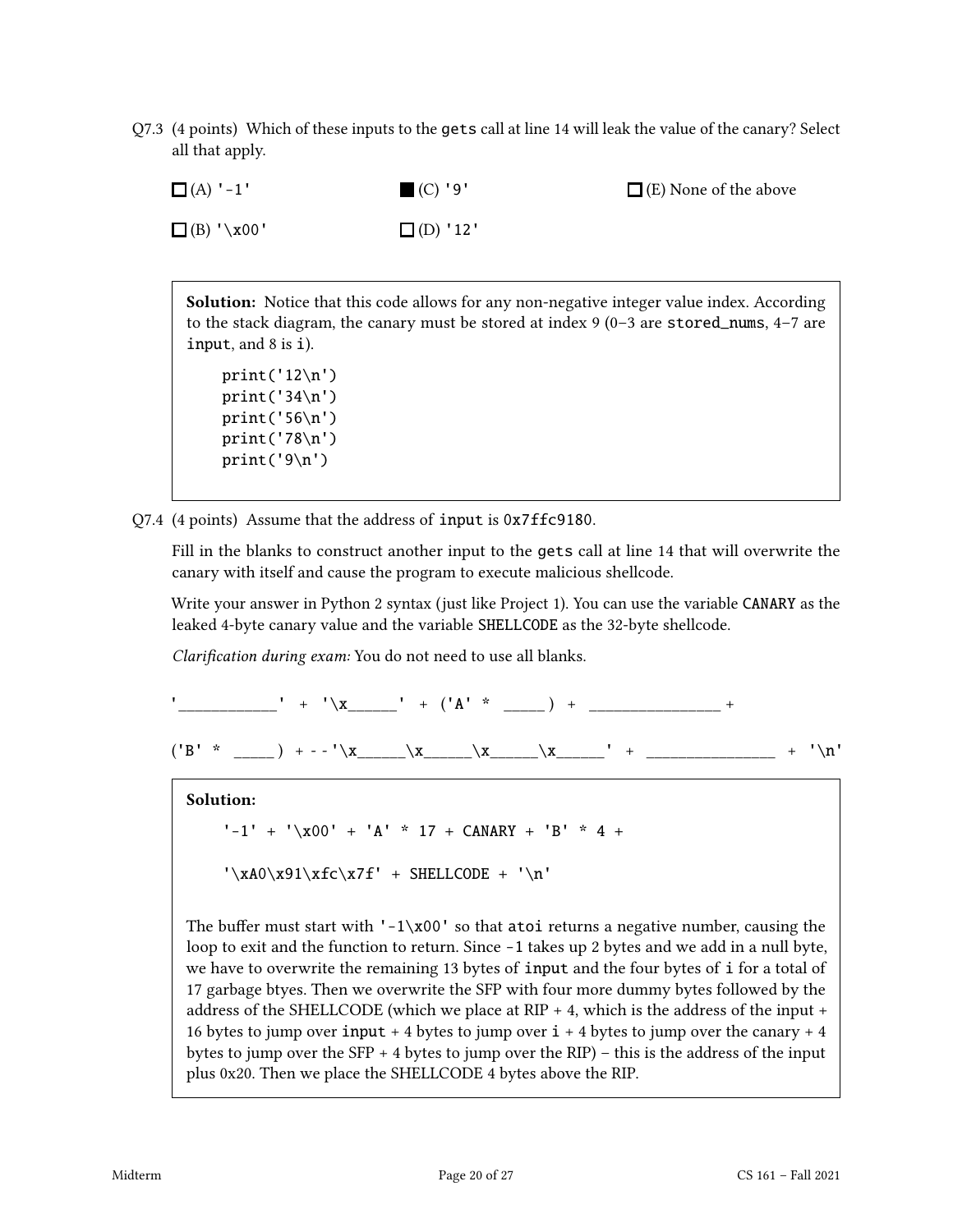Q7.3 (4 points) Which of these inputs to the `gets` call at line 14 will leak the value of the canary? Select all that apply.

- ☐ (A) `'-1'`
- ☐ (B) `'\x00'`
- ■ (C) `'9'`
- ☐ (D) `'12'`
- ☐ (E) None of the above

> **Solution:** Notice that this code allows for any non-negative integer value index. According to the stack diagram, the canary must be stored at index 9 (0–3 are `stored_nums`, 4–7 are `input`, and 8 is `i`).
>
> ```
> print('12\n')
> print('34\n')
> print('56\n')
> print('78\n')
> print('9\n')
> ```

Q7.4 (4 points) Assume that the address of `input` is `0x7ffc9180`.

Fill in the blanks to construct another input to the `gets` call at line 14 that will overwrite the canary with itself and cause the program to execute malicious shellcode.

Write your answer in Python 2 syntax (just like Project 1). You can use the variable `CANARY` as the leaked 4-byte canary value and the variable `SHELLCODE` as the 32-byte shellcode.

*Clarification during exam:* You do not need to use all blanks.

```
'__________' + '\x_____' + ('A' * _____) + ______________ +

('B' * _____) + - - '\x_____\x_____\x_____\x_____' + ______________ + '\n'
```

> **Solution:**
>
> ```
> '-1' + '\x00' + 'A' * 17 + CANARY + 'B' * 4 +
>
> '\xA0\x91\xfc\x7f' + SHELLCODE + '\n'
> ```
>
> The buffer must start with `'-1\x00'` so that `atoi` returns a negative number, causing the loop to exit and the function to return. Since `-1` takes up 2 bytes and we add in a null byte, we have to overwrite the remaining 13 bytes of `input` and the four bytes of `i` for a total of 17 garbage btyes. Then we overwrite the SFP with four more dummy bytes followed by the address of the SHELLCODE (which we place at RIP + 4, which is the address of the input + 16 bytes to jump over `input` + 4 bytes to jump over `i` + 4 bytes to jump over the canary + 4 bytes to jump over the SFP + 4 bytes to jump over the RIP) – this is the address of the input plus 0x20. Then we place the SHELLCODE 4 bytes above the RIP.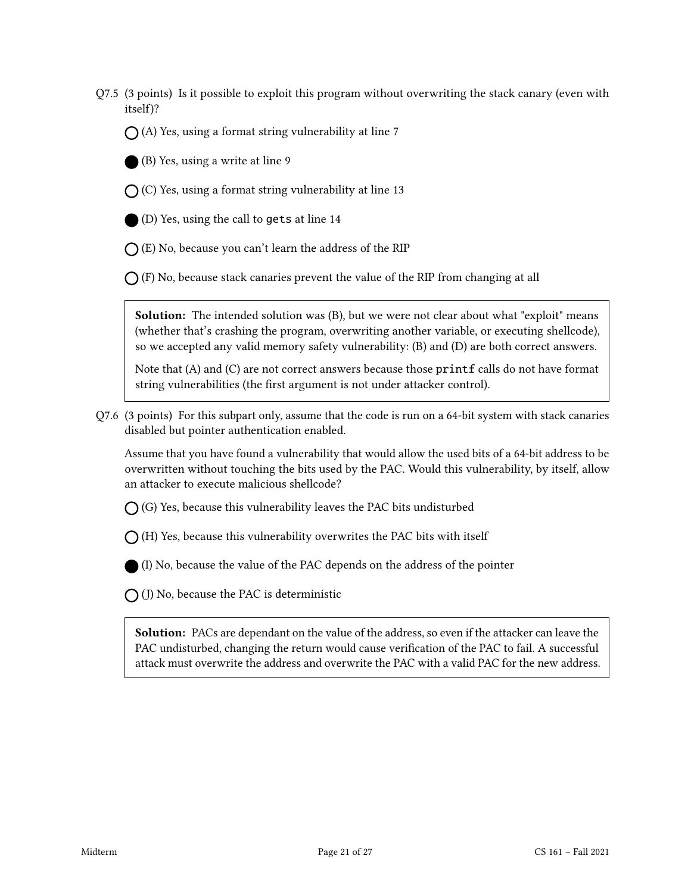Q7.5 (3 points) Is it possible to exploit this program without overwriting the stack canary (even with itself)?

◯ (A) Yes, using a format string vulnerability at line 7

● (B) Yes, using a write at line 9

◯ (C) Yes, using a format string vulnerability at line 13

● (D) Yes, using the call to `gets` at line 14

◯ (E) No, because you can't learn the address of the RIP

◯ (F) No, because stack canaries prevent the value of the RIP from changing at all

> **Solution:** The intended solution was (B), but we were not clear about what "exploit" means (whether that's crashing the program, overwriting another variable, or executing shellcode), so we accepted any valid memory safety vulnerability: (B) and (D) are both correct answers.
>
> Note that (A) and (C) are not correct answers because those `printf` calls do not have format string vulnerabilities (the first argument is not under attacker control).

Q7.6 (3 points) For this subpart only, assume that the code is run on a 64-bit system with stack canaries disabled but pointer authentication enabled.

Assume that you have found a vulnerability that would allow the used bits of a 64-bit address to be overwritten without touching the bits used by the PAC. Would this vulnerability, by itself, allow an attacker to execute malicious shellcode?

◯ (G) Yes, because this vulnerability leaves the PAC bits undisturbed

◯ (H) Yes, because this vulnerability overwrites the PAC bits with itself

● (I) No, because the value of the PAC depends on the address of the pointer

◯ (J) No, because the PAC is deterministic

> **Solution:** PACs are dependant on the value of the address, so even if the attacker can leave the PAC undisturbed, changing the return would cause verification of the PAC to fail. A successful attack must overwrite the address and overwrite the PAC with a valid PAC for the new address.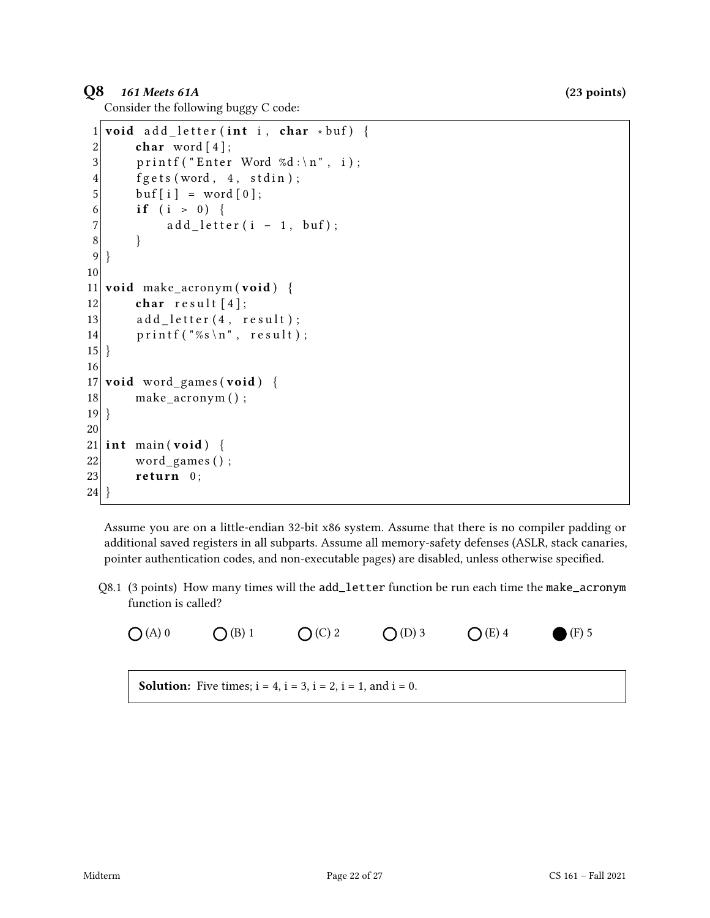## Q8 *161 Meets 61A* (23 points)

Consider the following buggy C code:

```
 1  void add_letter(int i, char *buf) {
 2      char word[4];
 3      printf("Enter Word %d:\n", i);
 4      fgets(word, 4, stdin);
 5      buf[i] = word[0];
 6      if (i > 0) {
 7          add_letter(i - 1, buf);
 8      }
 9  }
10
11  void make_acronym(void) {
12      char result[4];
13      add_letter(4, result);
14      printf("%s\n", result);
15  }
16
17  void word_games(void) {
18      make_acronym();
19  }
20
21  int main(void) {
22      word_games();
23      return 0;
24  }
```

Assume you are on a little-endian 32-bit x86 system. Assume that there is no compiler padding or additional saved registers in all subparts. Assume all memory-safety defenses (ASLR, stack canaries, pointer authentication codes, and non-executable pages) are disabled, unless otherwise specified.

Q8.1 (3 points) How many times will the `add_letter` function be run each time the `make_acronym` function is called?

○ (A) 0　　○ (B) 1　　○ (C) 2　　○ (D) 3　　○ (E) 4　　● (F) 5

**Solution:** Five times; i = 4, i = 3, i = 2, i = 1, and i = 0.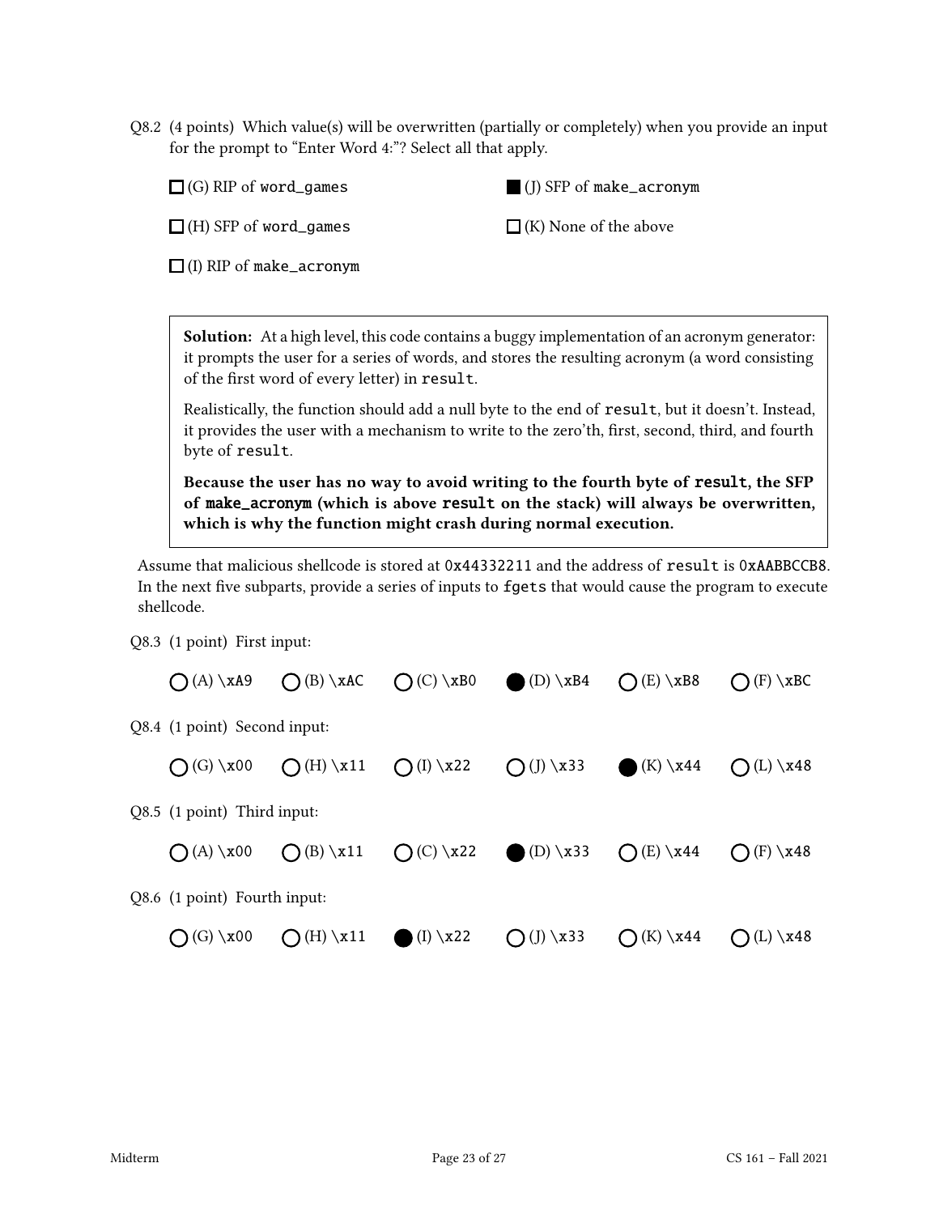Q8.2 (4 points) Which value(s) will be overwritten (partially or completely) when you provide an input for the prompt to "Enter Word 4:"? Select all that apply.

- ☐ (G) RIP of `word_games`
- ☐ (H) SFP of `word_games`
- ☐ (I) RIP of `make_acronym`
- ■ (J) SFP of `make_acronym`
- ☐ (K) None of the above

**Solution:** At a high level, this code contains a buggy implementation of an acronym generator: it prompts the user for a series of words, and stores the resulting acronym (a word consisting of the first word of every letter) in `result`.

Realistically, the function should add a null byte to the end of `result`, but it doesn't. Instead, it provides the user with a mechanism to write to the zero'th, first, second, third, and fourth byte of `result`.

**Because the user has no way to avoid writing to the fourth byte of `result`, the SFP of `make_acronym` (which is above `result` on the stack) will always be overwritten, which is why the function might crash during normal execution.**

Assume that malicious shellcode is stored at `0x44332211` and the address of `result` is `0xAABBCCB8`. In the next five subparts, provide a series of inputs to `fgets` that would cause the program to execute shellcode.

Q8.3 (1 point) First input:

○ (A) `\xA9` ○ (B) `\xAC` ○ (C) `\xB0` ● (D) `\xB4` ○ (E) `\xB8` ○ (F) `\xBC`

Q8.4 (1 point) Second input:

○ (G) `\x00` ○ (H) `\x11` ○ (I) `\x22` ○ (J) `\x33` ● (K) `\x44` ○ (L) `\x48`

Q8.5 (1 point) Third input:

○ (A) `\x00` ○ (B) `\x11` ○ (C) `\x22` ● (D) `\x33` ○ (E) `\x44` ○ (F) `\x48`

Q8.6 (1 point) Fourth input:

○ (G) `\x00` ○ (H) `\x11` ● (I) `\x22` ○ (J) `\x33` ○ (K) `\x44` ○ (L) `\x48`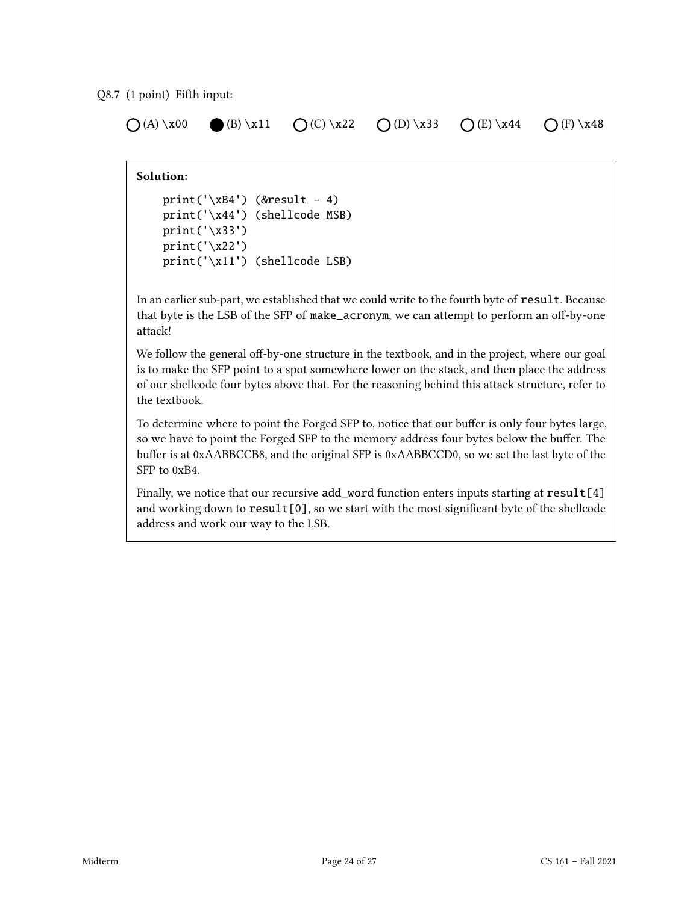Q8.7 (1 point) Fifth input:

◯ (A) \x00 ● (B) \x11 ◯ (C) \x22 ◯ (D) \x33 ◯ (E) \x44 ◯ (F) \x48

**Solution:**

```
print('\xB4') (&result - 4)
print('\x44') (shellcode MSB)
print('\x33')
print('\x22')
print('\x11') (shellcode LSB)
```

In an earlier sub-part, we established that we could write to the fourth byte of `result`. Because that byte is the LSB of the SFP of `make_acronym`, we can attempt to perform an off-by-one attack!

We follow the general off-by-one structure in the textbook, and in the project, where our goal is to make the SFP point to a spot somewhere lower on the stack, and then place the address of our shellcode four bytes above that. For the reasoning behind this attack structure, refer to the textbook.

To determine where to point the Forged SFP to, notice that our buffer is only four bytes large, so we have to point the Forged SFP to the memory address four bytes below the buffer. The buffer is at 0xAABBCCB8, and the original SFP is 0xAABBCCD0, so we set the last byte of the SFP to 0xB4.

Finally, we notice that our recursive `add_word` function enters inputs starting at `result[4]` and working down to `result[0]`, so we start with the most significant byte of the shellcode address and work our way to the LSB.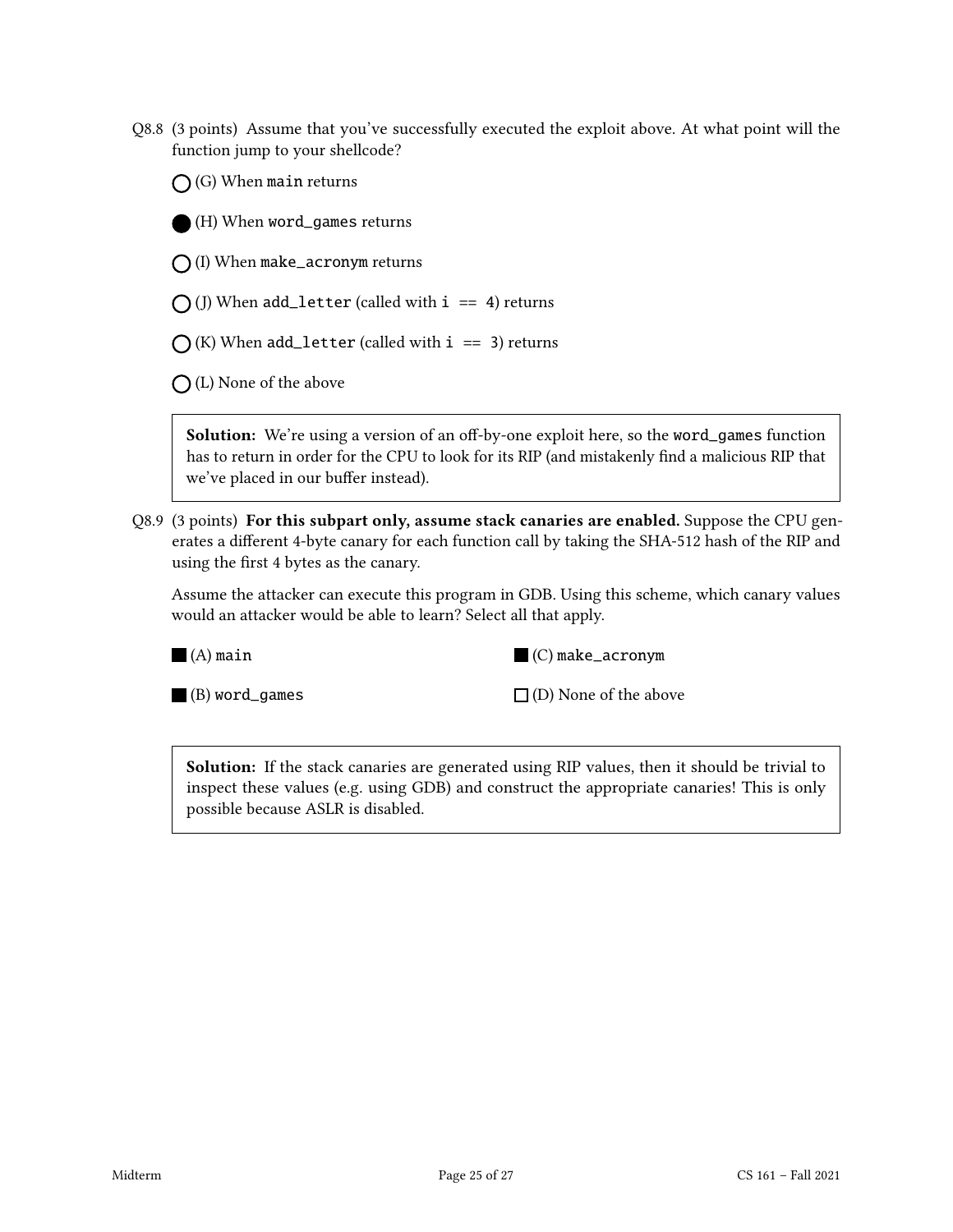Q8.8 (3 points) Assume that you've successfully executed the exploit above. At what point will the function jump to your shellcode?

- ◯ (G) When `main` returns
- ● (H) When `word_games` returns
- ◯ (I) When `make_acronym` returns
- ◯ (J) When `add_letter` (called with `i == 4`) returns
- ◯ (K) When `add_letter` (called with `i == 3`) returns
- ◯ (L) None of the above

> **Solution:** We're using a version of an off-by-one exploit here, so the `word_games` function has to return in order for the CPU to look for its RIP (and mistakenly find a malicious RIP that we've placed in our buffer instead).

Q8.9 (3 points) **For this subpart only, assume stack canaries are enabled.** Suppose the CPU generates a different 4-byte canary for each function call by taking the SHA-512 hash of the RIP and using the first 4 bytes as the canary.

Assume the attacker can execute this program in GDB. Using this scheme, which canary values would an attacker would be able to learn? Select all that apply.

- ■ (A) `main`
- ■ (B) `word_games`
- ■ (C) `make_acronym`
- ☐ (D) None of the above

> **Solution:** If the stack canaries are generated using RIP values, then it should be trivial to inspect these values (e.g. using GDB) and construct the appropriate canaries! This is only possible because ASLR is disabled.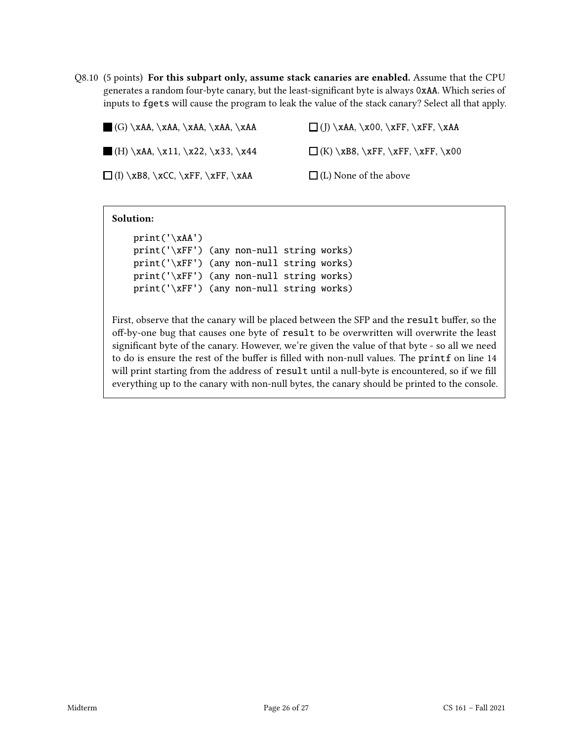Q8.10 (5 points) **For this subpart only, assume stack canaries are enabled.** Assume that the CPU generates a random four-byte canary, but the least-significant byte is always `0xAA`. Which series of inputs to `fgets` will cause the program to leak the value of the stack canary? Select all that apply.

■ (G) `\xAA`, `\xAA`, `\xAA`, `\xAA`, `\xAA`

■ (H) `\xAA`, `\x11`, `\x22`, `\x33`, `\x44`

☐ (I) `\xB8`, `\xCC`, `\xFF`, `\xFF`, `\xAA`

☐ (J) `\xAA`, `\x00`, `\xFF`, `\xFF`, `\xAA`

☐ (K) `\xB8`, `\xFF`, `\xFF`, `\xFF`, `\x00`

☐ (L) None of the above

**Solution:**

```
print('\xAA')
print('\xFF') (any non-null string works)
print('\xFF') (any non-null string works)
print('\xFF') (any non-null string works)
print('\xFF') (any non-null string works)
```

First, observe that the canary will be placed between the SFP and the `result` buffer, so the off-by-one bug that causes one byte of `result` to be overwritten will overwrite the least significant byte of the canary. However, we're given the value of that byte - so all we need to do is ensure the rest of the buffer is filled with non-null values. The `printf` on line 14 will print starting from the address of `result` until a null-byte is encountered, so if we fill everything up to the canary with non-null bytes, the canary should be printed to the console.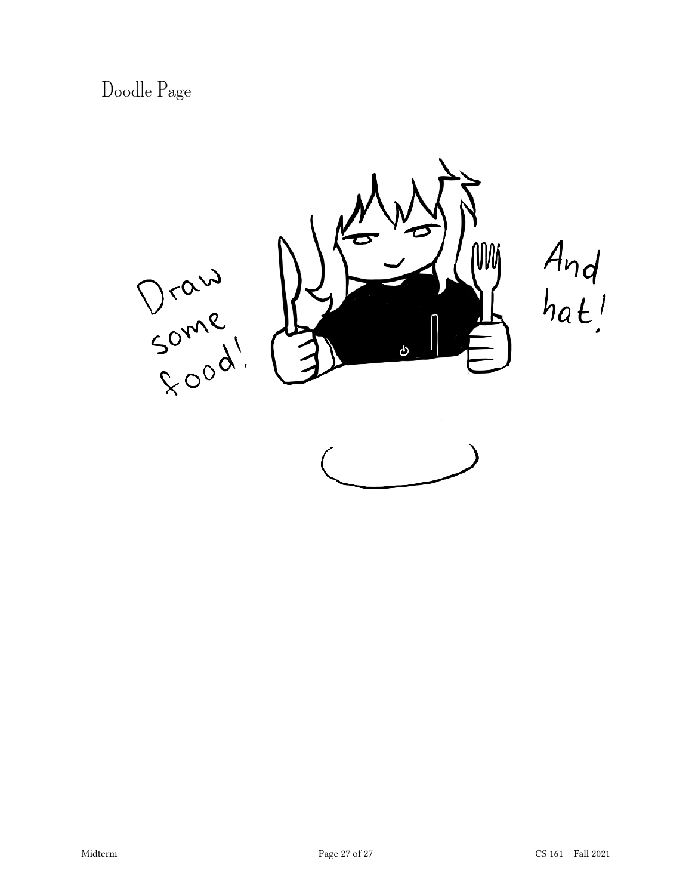Doodle Page

Draw some food!

And hat!